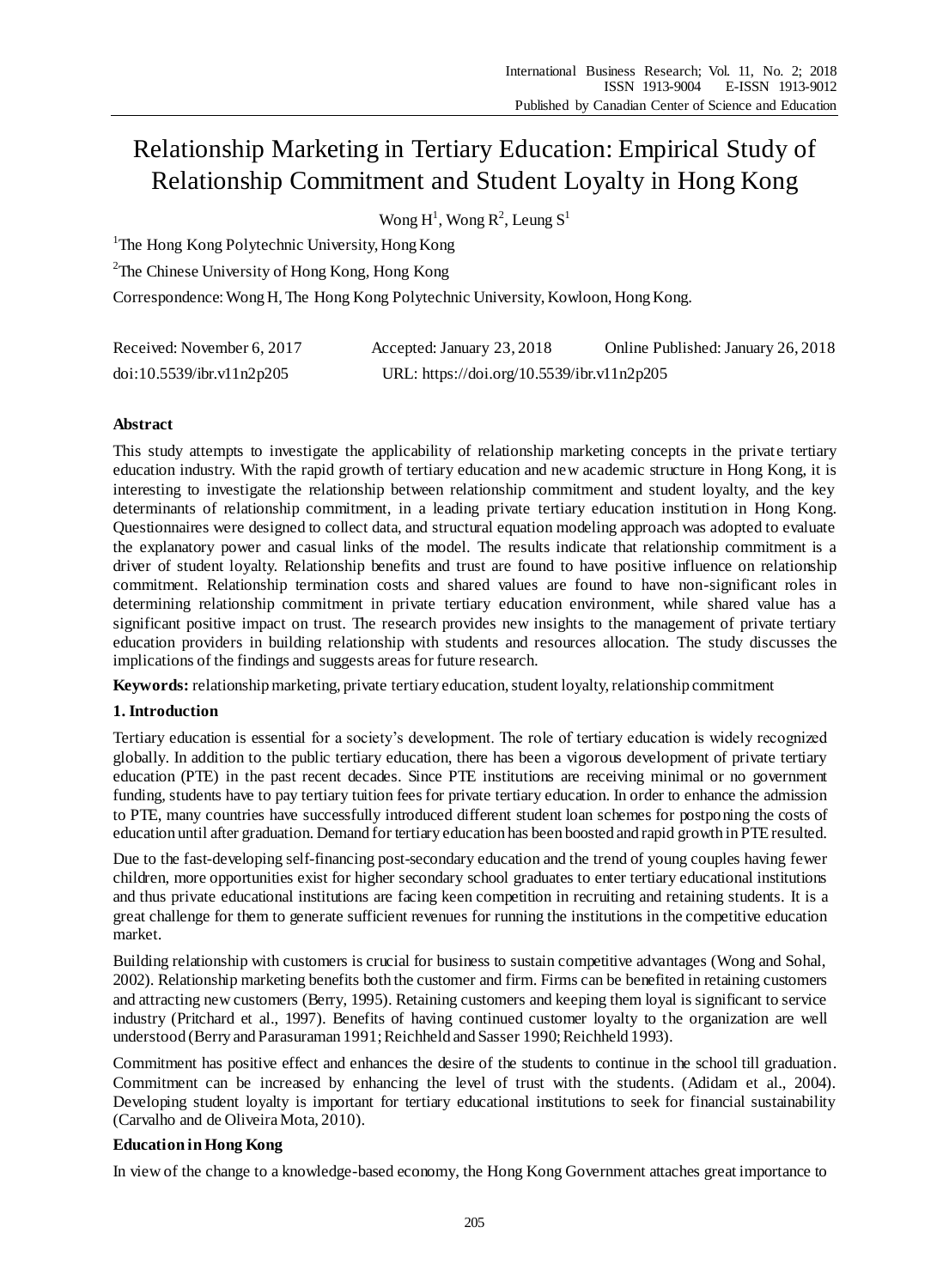# Relationship Marketing in Tertiary Education: Empirical Study of Relationship Commitment and Student Loyalty in Hong Kong

Wong H[1], Wong R[2], Leung S[1]

[1] The Hong Kong Polytechnic University, Hong Kong

[2] The Chinese University of Hong Kong, Hong Kong

Correspondence: Wong H, The Hong Kong Polytechnic University, Kowloon, Hong Kong.

Received: November 6, 2017 Accepted: January 23, 2018 Online Published: January 26, 2018

doi:10.5539/ibr.v11n2p205 URL: https://doi.org/10.5539/ibr.v11n2p205

## Abstract

This study attempts to investigate the applicability of relationship marketing concepts in the private tertiary education industry. With the rapid growth of tertiary education and new academic structure in Hong Kong, it is interesting to investigate the relationship between relationship commitment and student loyalty, and the key determinants of relationship commitment, in a leading private tertiary education institution in Hong Kong. Questionnaires were designed to collect data, and structural equation modeling approach was adopted to evaluate the explanatory power and casual links of the model. The results indicate that relationship commitment is a driver of student loyalty. Relationship benefits and trust are found to have positive influence on relationship commitment. Relationship termination costs and shared values are found to have non-significant roles in determining relationship commitment in private tertiary education environment, while shared value has a significant positive impact on trust. The research provides new insights to the management of private tertiary education providers in building relationship with students and resources allocation. The study discusses the implications of the findings and suggests areas for future research.

**Keywords:** relationship marketing, private tertiary education, student loyalty, relationship commitment

## 1. Introduction

Tertiary education is essential for a society's development. The role of tertiary education is widely recognized globally. In addition to the public tertiary education, there has been a vigorous development of private tertiary education (PTE) in the past recent decades. Since PTE institutions are receiving minimal or no government funding, students have to pay tertiary tuition fees for private tertiary education. In order to enhance the admission to PTE, many countries have successfully introduced different student loan schemes for postponing the costs of education until after graduation. Demand for tertiary education has been boosted and rapid growth in PTE resulted.

Due to the fast-developing self-financing post-secondary education and the trend of young couples having fewer children, more opportunities exist for higher secondary school graduates to enter tertiary educational institutions and thus private educational institutions are facing keen competition in recruiting and retaining students. It is a great challenge for them to generate sufficient revenues for running the institutions in the competitive education market.

Building relationship with customers is crucial for business to sustain competitive advantages (Wong and Sohal, 2002). Relationship marketing benefits both the customer and firm. Firms can be benefited in retaining customers and attracting new customers (Berry, 1995). Retaining customers and keeping them loyal is significant to service industry (Pritchard et al., 1997). Benefits of having continued customer loyalty to the organization are well understood (Berry and Parasuraman 1991; Reichheld and Sasser 1990; Reichheld 1993).

Commitment has positive effect and enhances the desire of the students to continue in the school till graduation. Commitment can be increased by enhancing the level of trust with the students. (Adidam et al., 2004). Developing student loyalty is important for tertiary educational institutions to seek for financial sustainability (Carvalho and de Oliveira Mota, 2010).

### Education in Hong Kong

In view of the change to a knowledge-based economy, the Hong Kong Government attaches great importance to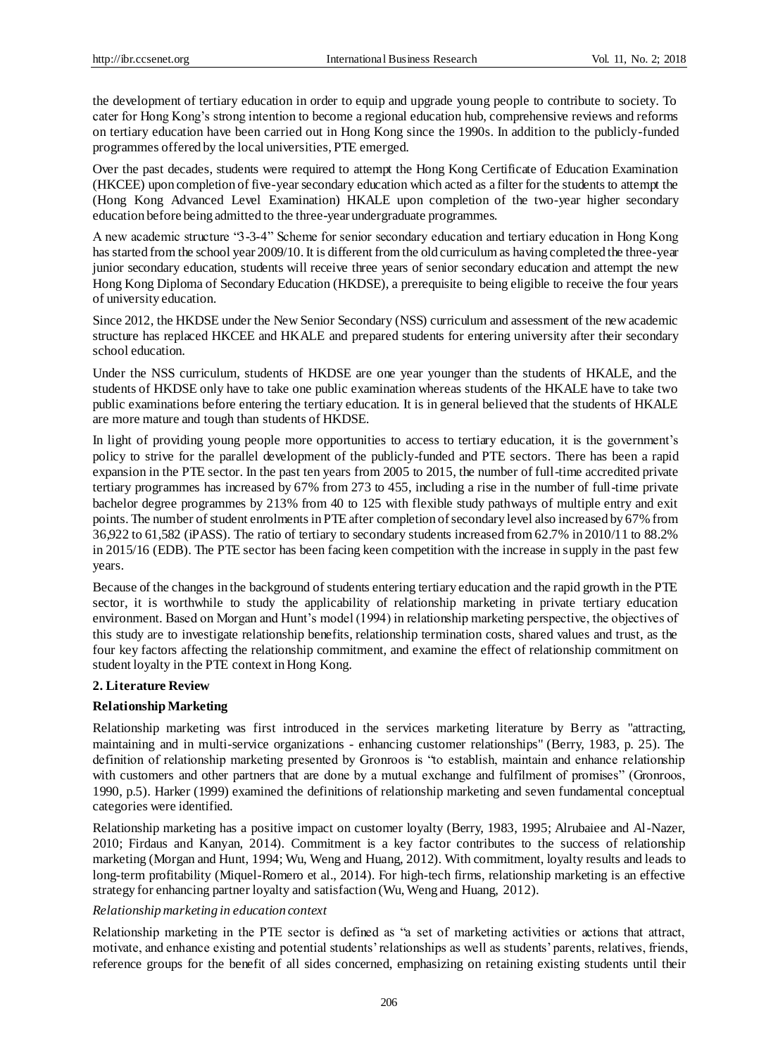the development of tertiary education in order to equip and upgrade young people to contribute to society. To cater for Hong Kong's strong intention to become a regional education hub, comprehensive reviews and reforms on tertiary education have been carried out in Hong Kong since the 1990s. In addition to the publicly-funded programmes offered by the local universities, PTE emerged.

Over the past decades, students were required to attempt the Hong Kong Certificate of Education Examination (HKCEE) upon completion of five-year secondary education which acted as a filter for the students to attempt the (Hong Kong Advanced Level Examination) HKALE upon completion of the two-year higher secondary education before being admitted to the three-year undergraduate programmes.

A new academic structure "3-3-4" Scheme for senior secondary education and tertiary education in Hong Kong has started from the school year 2009/10. It is different from the old curriculum as having completed the three-year junior secondary education, students will receive three years of senior secondary education and attempt the new Hong Kong Diploma of Secondary Education (HKDSE), a prerequisite to being eligible to receive the four years of university education.

Since 2012, the HKDSE under the New Senior Secondary (NSS) curriculum and assessment of the new academic structure has replaced HKCEE and HKALE and prepared students for entering university after their secondary school education.

Under the NSS curriculum, students of HKDSE are one year younger than the students of HKALE, and the students of HKDSE only have to take one public examination whereas students of the HKALE have to take two public examinations before entering the tertiary education. It is in general believed that the students of HKALE are more mature and tough than students of HKDSE.

In light of providing young people more opportunities to access to tertiary education, it is the government's policy to strive for the parallel development of the publicly-funded and PTE sectors. There has been a rapid expansion in the PTE sector. In the past ten years from 2005 to 2015, the number of full-time accredited private tertiary programmes has increased by 67% from 273 to 455, including a rise in the number of full-time private bachelor degree programmes by 213% from 40 to 125 with flexible study pathways of multiple entry and exit points. The number of student enrolments in PTE after completion of secondary level also increased by 67% from 36,922 to 61,582 (iPASS). The ratio of tertiary to secondary students increased from 62.7% in 2010/11 to 88.2% in 2015/16 (EDB). The PTE sector has been facing keen competition with the increase in supply in the past few years.

Because of the changes in the background of students entering tertiary education and the rapid growth in the PTE sector, it is worthwhile to study the applicability of relationship marketing in private tertiary education environment. Based on Morgan and Hunt's model (1994) in relationship marketing perspective, the objectives of this study are to investigate relationship benefits, relationship termination costs, shared values and trust, as the four key factors affecting the relationship commitment, and examine the effect of relationship commitment on student loyalty in the PTE context in Hong Kong.

## 2. Literature Review

### Relationship Marketing

Relationship marketing was first introduced in the services marketing literature by Berry as "attracting, maintaining and in multi-service organizations - enhancing customer relationships" (Berry, 1983, p. 25). The definition of relationship marketing presented by Gronroos is "to establish, maintain and enhance relationship with customers and other partners that are done by a mutual exchange and fulfilment of promises" (Gronroos, 1990, p.5). Harker (1999) examined the definitions of relationship marketing and seven fundamental conceptual categories were identified.

Relationship marketing has a positive impact on customer loyalty (Berry, 1983, 1995; Alrubaiee and Al-Nazer, 2010; Firdaus and Kanyan, 2014). Commitment is a key factor contributes to the success of relationship marketing (Morgan and Hunt, 1994; Wu, Weng and Huang, 2012). With commitment, loyalty results and leads to long-term profitability (Miquel-Romero et al., 2014). For high-tech firms, relationship marketing is an effective strategy for enhancing partner loyalty and satisfaction (Wu, Weng and Huang, 2012).

*Relationship marketing in education context*

Relationship marketing in the PTE sector is defined as "a set of marketing activities or actions that attract, motivate, and enhance existing and potential students' relationships as well as students' parents, relatives, friends, reference groups for the benefit of all sides concerned, emphasizing on retaining existing students until their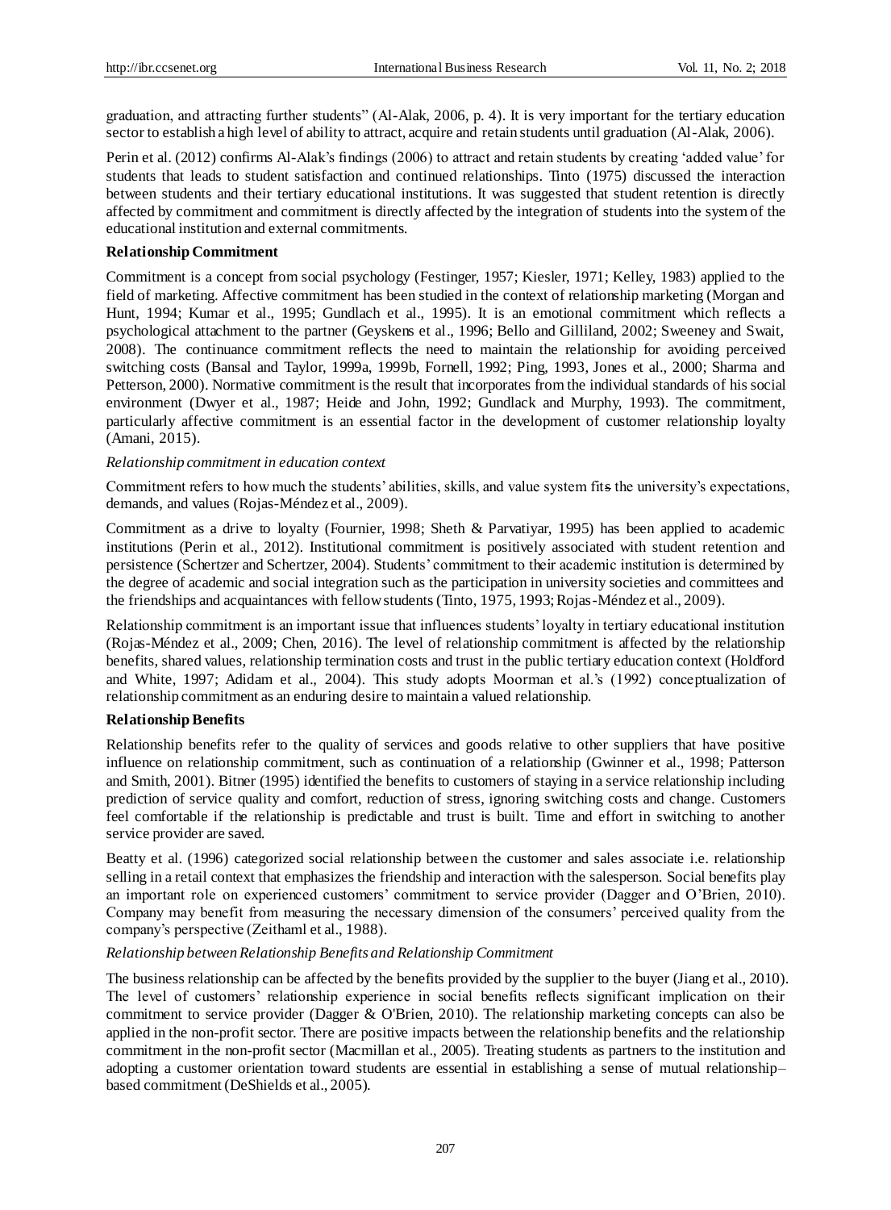graduation, and attracting further students" (Al-Alak, 2006, p. 4). It is very important for the tertiary education sector to establish a high level of ability to attract, acquire and retain students until graduation (Al-Alak, 2006).

Perin et al. (2012) confirms Al-Alak's findings (2006) to attract and retain students by creating 'added value' for students that leads to student satisfaction and continued relationships. Tinto (1975) discussed the interaction between students and their tertiary educational institutions. It was suggested that student retention is directly affected by commitment and commitment is directly affected by the integration of students into the system of the educational institution and external commitments.

**Relationship Commitment**

Commitment is a concept from social psychology (Festinger, 1957; Kiesler, 1971; Kelley, 1983) applied to the field of marketing. Affective commitment has been studied in the context of relationship marketing (Morgan and Hunt, 1994; Kumar et al., 1995; Gundlach et al., 1995). It is an emotional commitment which reflects a psychological attachment to the partner (Geyskens et al., 1996; Bello and Gilliland, 2002; Sweeney and Swait, 2008). The continuance commitment reflects the need to maintain the relationship for avoiding perceived switching costs (Bansal and Taylor, 1999a, 1999b, Fornell, 1992; Ping, 1993, Jones et al., 2000; Sharma and Petterson, 2000). Normative commitment is the result that incorporates from the individual standards of his social environment (Dwyer et al., 1987; Heide and John, 1992; Gundlack and Murphy, 1993). The commitment, particularly affective commitment is an essential factor in the development of customer relationship loyalty (Amani, 2015).

*Relationship commitment in education context*

Commitment refers to how much the students' abilities, skills, and value system fits the university's expectations, demands, and values (Rojas-Méndez et al., 2009).

Commitment as a drive to loyalty (Fournier, 1998; Sheth & Parvatiyar, 1995) has been applied to academic institutions (Perin et al., 2012). Institutional commitment is positively associated with student retention and persistence (Schertzer and Schertzer, 2004). Students' commitment to their academic institution is determined by the degree of academic and social integration such as the participation in university societies and committees and the friendships and acquaintances with fellow students (Tinto, 1975, 1993; Rojas-Méndez et al., 2009).

Relationship commitment is an important issue that influences students' loyalty in tertiary educational institution (Rojas-Méndez et al., 2009; Chen, 2016). The level of relationship commitment is affected by the relationship benefits, shared values, relationship termination costs and trust in the public tertiary education context (Holdford and White, 1997; Adidam et al., 2004). This study adopts Moorman et al.'s (1992) conceptualization of relationship commitment as an enduring desire to maintain a valued relationship.

**Relationship Benefits**

Relationship benefits refer to the quality of services and goods relative to other suppliers that have positive influence on relationship commitment, such as continuation of a relationship (Gwinner et al., 1998; Patterson and Smith, 2001). Bitner (1995) identified the benefits to customers of staying in a service relationship including prediction of service quality and comfort, reduction of stress, ignoring switching costs and change. Customers feel comfortable if the relationship is predictable and trust is built. Time and effort in switching to another service provider are saved.

Beatty et al. (1996) categorized social relationship between the customer and sales associate i.e. relationship selling in a retail context that emphasizes the friendship and interaction with the salesperson. Social benefits play an important role on experienced customers' commitment to service provider (Dagger and O'Brien, 2010). Company may benefit from measuring the necessary dimension of the consumers' perceived quality from the company's perspective (Zeithaml et al., 1988).

*Relationship between Relationship Benefits and Relationship Commitment*

The business relationship can be affected by the benefits provided by the supplier to the buyer (Jiang et al., 2010). The level of customers' relationship experience in social benefits reflects significant implication on their commitment to service provider (Dagger & O'Brien, 2010). The relationship marketing concepts can also be applied in the non-profit sector. There are positive impacts between the relationship benefits and the relationship commitment in the non-profit sector (Macmillan et al., 2005). Treating students as partners to the institution and adopting a customer orientation toward students are essential in establishing a sense of mutual relationship–based commitment (DeShields et al., 2005).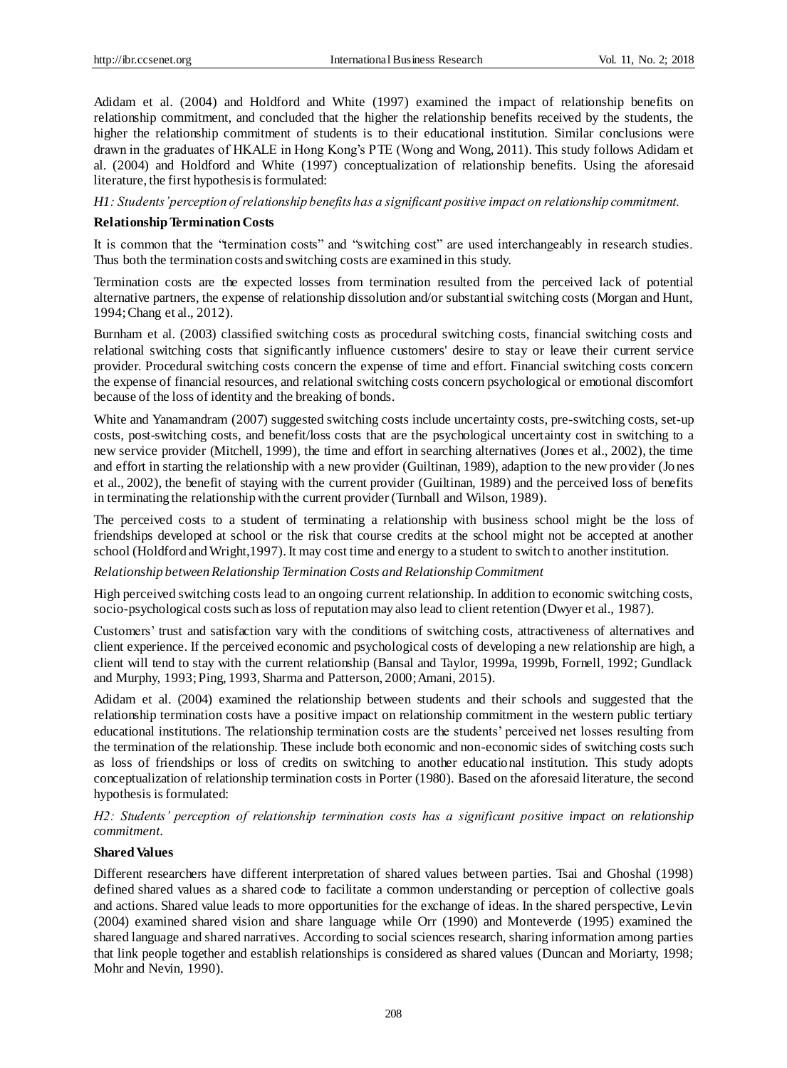Adidam et al. (2004) and Holdford and White (1997) examined the impact of relationship benefits on relationship commitment, and concluded that the higher the relationship benefits received by the students, the higher the relationship commitment of students is to their educational institution. Similar conclusions were drawn in the graduates of HKALE in Hong Kong's PTE (Wong and Wong, 2011). This study follows Adidam et al. (2004) and Holdford and White (1997) conceptualization of relationship benefits. Using the aforesaid literature, the first hypothesis is formulated:

*H1: Students' perception of relationship benefits has a significant positive impact on relationship commitment.*

**Relationship Termination Costs**

It is common that the "termination costs" and "switching cost" are used interchangeably in research studies. Thus both the termination costs and switching costs are examined in this study.

Termination costs are the expected losses from termination resulted from the perceived lack of potential alternative partners, the expense of relationship dissolution and/or substantial switching costs (Morgan and Hunt, 1994; Chang et al., 2012).

Burnham et al. (2003) classified switching costs as procedural switching costs, financial switching costs and relational switching costs that significantly influence customers' desire to stay or leave their current service provider. Procedural switching costs concern the expense of time and effort. Financial switching costs concern the expense of financial resources, and relational switching costs concern psychological or emotional discomfort because of the loss of identity and the breaking of bonds.

White and Yanamandram (2007) suggested switching costs include uncertainty costs, pre-switching costs, set-up costs, post-switching costs, and benefit/loss costs that are the psychological uncertainty cost in switching to a new service provider (Mitchell, 1999), the time and effort in searching alternatives (Jones et al., 2002), the time and effort in starting the relationship with a new provider (Guiltinan, 1989), adaption to the new provider (Jones et al., 2002), the benefit of staying with the current provider (Guiltinan, 1989) and the perceived loss of benefits in terminating the relationship with the current provider (Turnball and Wilson, 1989).

The perceived costs to a student of terminating a relationship with business school might be the loss of friendships developed at school or the risk that course credits at the school might not be accepted at another school (Holdford and Wright,1997). It may cost time and energy to a student to switch to another institution.

*Relationship between Relationship Termination Costs and Relationship Commitment*

High perceived switching costs lead to an ongoing current relationship. In addition to economic switching costs, socio-psychological costs such as loss of reputation may also lead to client retention (Dwyer et al., 1987).

Customers' trust and satisfaction vary with the conditions of switching costs, attractiveness of alternatives and client experience. If the perceived economic and psychological costs of developing a new relationship are high, a client will tend to stay with the current relationship (Bansal and Taylor, 1999a, 1999b, Fornell, 1992; Gundlack and Murphy, 1993; Ping, 1993, Sharma and Patterson, 2000; Amani, 2015).

Adidam et al. (2004) examined the relationship between students and their schools and suggested that the relationship termination costs have a positive impact on relationship commitment in the western public tertiary educational institutions. The relationship termination costs are the students' perceived net losses resulting from the termination of the relationship. These include both economic and non-economic sides of switching costs such as loss of friendships or loss of credits on switching to another educational institution. This study adopts conceptualization of relationship termination costs in Porter (1980). Based on the aforesaid literature, the second hypothesis is formulated:

*H2: Students' perception of relationship termination costs has a significant positive impact on relationship commitment.*

**Shared Values**

Different researchers have different interpretation of shared values between parties. Tsai and Ghoshal (1998) defined shared values as a shared code to facilitate a common understanding or perception of collective goals and actions. Shared value leads to more opportunities for the exchange of ideas. In the shared perspective, Levin (2004) examined shared vision and share language while Orr (1990) and Monteverde (1995) examined the shared language and shared narratives. According to social sciences research, sharing information among parties that link people together and establish relationships is considered as shared values (Duncan and Moriarty, 1998; Mohr and Nevin, 1990).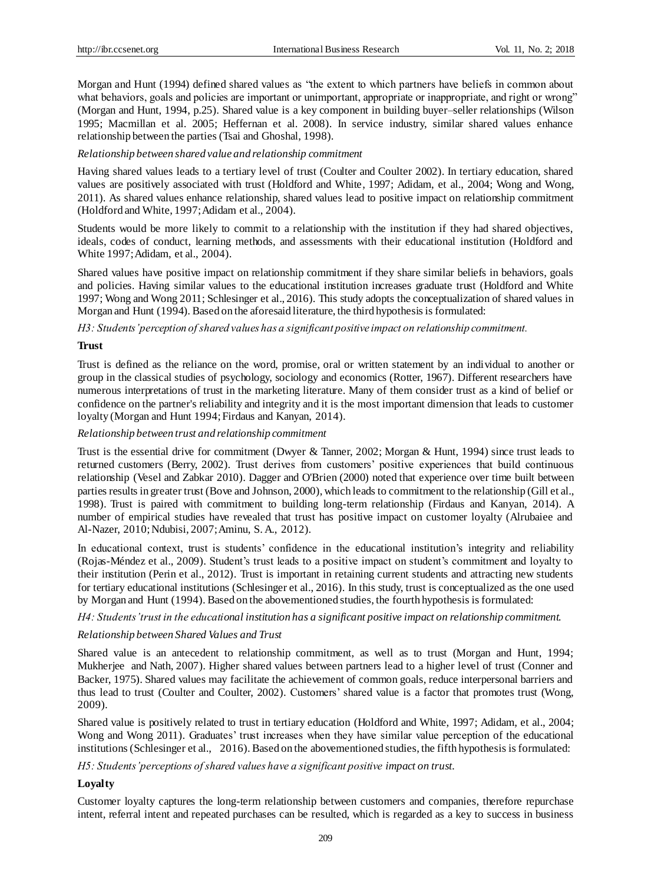Morgan and Hunt (1994) defined shared values as "the extent to which partners have beliefs in common about what behaviors, goals and policies are important or unimportant, appropriate or inappropriate, and right or wrong" (Morgan and Hunt, 1994, p.25). Shared value is a key component in building buyer–seller relationships (Wilson 1995; Macmillan et al. 2005; Heffernan et al. 2008). In service industry, similar shared values enhance relationship between the parties (Tsai and Ghoshal, 1998).

*Relationship between shared value and relationship commitment*

Having shared values leads to a tertiary level of trust (Coulter and Coulter 2002). In tertiary education, shared values are positively associated with trust (Holdford and White, 1997; Adidam, et al., 2004; Wong and Wong, 2011). As shared values enhance relationship, shared values lead to positive impact on relationship commitment (Holdford and White, 1997; Adidam et al., 2004).

Students would be more likely to commit to a relationship with the institution if they had shared objectives, ideals, codes of conduct, learning methods, and assessments with their educational institution (Holdford and White 1997; Adidam, et al., 2004).

Shared values have positive impact on relationship commitment if they share similar beliefs in behaviors, goals and policies. Having similar values to the educational institution increases graduate trust (Holdford and White 1997; Wong and Wong 2011; Schlesinger et al., 2016). This study adopts the conceptualization of shared values in Morgan and Hunt (1994). Based on the aforesaid literature, the third hypothesis is formulated:

*H3: Students' perception of shared values has a significant positive impact on relationship commitment.*

**Trust**

Trust is defined as the reliance on the word, promise, oral or written statement by an individual to another or group in the classical studies of psychology, sociology and economics (Rotter, 1967). Different researchers have numerous interpretations of trust in the marketing literature. Many of them consider trust as a kind of belief or confidence on the partner's reliability and integrity and it is the most important dimension that leads to customer loyalty (Morgan and Hunt 1994; Firdaus and Kanyan, 2014).

*Relationship between trust and relationship commitment*

Trust is the essential drive for commitment (Dwyer & Tanner, 2002; Morgan & Hunt, 1994) since trust leads to returned customers (Berry, 2002). Trust derives from customers' positive experiences that build continuous relationship (Vesel and Zabkar 2010). Dagger and O'Brien (2000) noted that experience over time built between parties results in greater trust (Bove and Johnson, 2000), which leads to commitment to the relationship (Gill et al., 1998). Trust is paired with commitment to building long-term relationship (Firdaus and Kanyan, 2014). A number of empirical studies have revealed that trust has positive impact on customer loyalty (Alrubaiee and Al-Nazer, 2010; Ndubisi, 2007; Aminu, S. A., 2012).

In educational context, trust is students' confidence in the educational institution's integrity and reliability (Rojas-Méndez et al., 2009). Student's trust leads to a positive impact on student's commitment and loyalty to their institution (Perin et al., 2012). Trust is important in retaining current students and attracting new students for tertiary educational institutions (Schlesinger et al., 2016). In this study, trust is conceptualized as the one used by Morgan and Hunt (1994). Based on the abovementioned studies, the fourth hypothesis is formulated:

*H4: Students' trust in the educational institution has a significant positive impact on relationship commitment.*

*Relationship between Shared Values and Trust*

Shared value is an antecedent to relationship commitment, as well as to trust (Morgan and Hunt, 1994; Mukherjee and Nath, 2007). Higher shared values between partners lead to a higher level of trust (Conner and Backer, 1975). Shared values may facilitate the achievement of common goals, reduce interpersonal barriers and thus lead to trust (Coulter and Coulter, 2002). Customers' shared value is a factor that promotes trust (Wong, 2009).

Shared value is positively related to trust in tertiary education (Holdford and White, 1997; Adidam, et al., 2004; Wong and Wong 2011). Graduates' trust increases when they have similar value perception of the educational institutions (Schlesinger et al., 2016). Based on the abovementioned studies, the fifth hypothesis is formulated:

*H5: Students' perceptions of shared values have a significant positive impact on trust.*

**Loyalty**

Customer loyalty captures the long-term relationship between customers and companies, therefore repurchase intent, referral intent and repeated purchases can be resulted, which is regarded as a key to success in business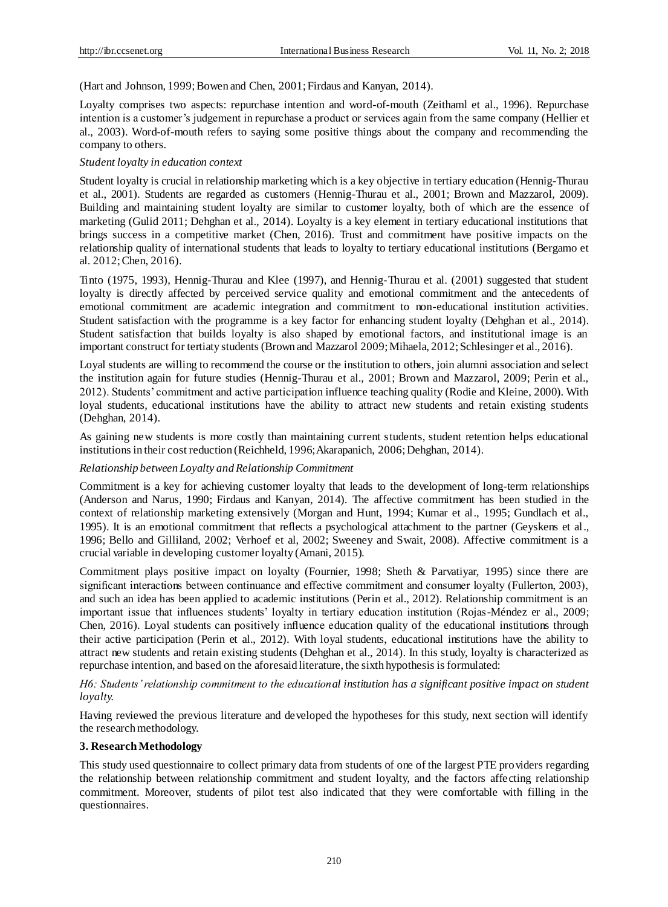(Hart and Johnson, 1999; Bowen and Chen, 2001; Firdaus and Kanyan, 2014).

Loyalty comprises two aspects: repurchase intention and word-of-mouth (Zeithaml et al., 1996). Repurchase intention is a customer's judgement in repurchase a product or services again from the same company (Hellier et al., 2003). Word-of-mouth refers to saying some positive things about the company and recommending the company to others.

*Student loyalty in education context*

Student loyalty is crucial in relationship marketing which is a key objective in tertiary education (Hennig-Thurau et al., 2001). Students are regarded as customers (Hennig-Thurau et al., 2001; Brown and Mazzarol, 2009). Building and maintaining student loyalty are similar to customer loyalty, both of which are the essence of marketing (Gulid 2011; Dehghan et al., 2014). Loyalty is a key element in tertiary educational institutions that brings success in a competitive market (Chen, 2016). Trust and commitment have positive impacts on the relationship quality of international students that leads to loyalty to tertiary educational institutions (Bergamo et al. 2012; Chen, 2016).

Tinto (1975, 1993), Hennig-Thurau and Klee (1997), and Hennig-Thurau et al. (2001) suggested that student loyalty is directly affected by perceived service quality and emotional commitment and the antecedents of emotional commitment are academic integration and commitment to non-educational institution activities. Student satisfaction with the programme is a key factor for enhancing student loyalty (Dehghan et al., 2014). Student satisfaction that builds loyalty is also shaped by emotional factors, and institutional image is an important construct for tertiaty students (Brown and Mazzarol 2009; Mihaela, 2012; Schlesinger et al., 2016).

Loyal students are willing to recommend the course or the institution to others, join alumni association and select the institution again for future studies (Hennig-Thurau et al., 2001; Brown and Mazzarol, 2009; Perin et al., 2012). Students' commitment and active participation influence teaching quality (Rodie and Kleine, 2000). With loyal students, educational institutions have the ability to attract new students and retain existing students (Dehghan, 2014).

As gaining new students is more costly than maintaining current students, student retention helps educational institutions in their cost reduction (Reichheld, 1996; Akarapanich, 2006; Dehghan, 2014).

*Relationship between Loyalty and Relationship Commitment*

Commitment is a key for achieving customer loyalty that leads to the development of long-term relationships (Anderson and Narus, 1990; Firdaus and Kanyan, 2014). The affective commitment has been studied in the context of relationship marketing extensively (Morgan and Hunt, 1994; Kumar et al., 1995; Gundlach et al., 1995). It is an emotional commitment that reflects a psychological attachment to the partner (Geyskens et al., 1996; Bello and Gilliland, 2002; Verhoef et al, 2002; Sweeney and Swait, 2008). Affective commitment is a crucial variable in developing customer loyalty (Amani, 2015).

Commitment plays positive impact on loyalty (Fournier, 1998; Sheth & Parvatiyar, 1995) since there are significant interactions between continuance and effective commitment and consumer loyalty (Fullerton, 2003), and such an idea has been applied to academic institutions (Perin et al., 2012). Relationship commitment is an important issue that influences students' loyalty in tertiary education institution (Rojas-Méndez er al., 2009; Chen, 2016). Loyal students can positively influence education quality of the educational institutions through their active participation (Perin et al., 2012). With loyal students, educational institutions have the ability to attract new students and retain existing students (Dehghan et al., 2014). In this study, loyalty is characterized as repurchase intention, and based on the aforesaid literature, the sixth hypothesis is formulated:

*H6: Students' relationship commitment to the educational institution has a significant positive impact on student loyalty.*

Having reviewed the previous literature and developed the hypotheses for this study, next section will identify the research methodology.

## 3. Research Methodology

This study used questionnaire to collect primary data from students of one of the largest PTE providers regarding the relationship between relationship commitment and student loyalty, and the factors affecting relationship commitment. Moreover, students of pilot test also indicated that they were comfortable with filling in the questionnaires.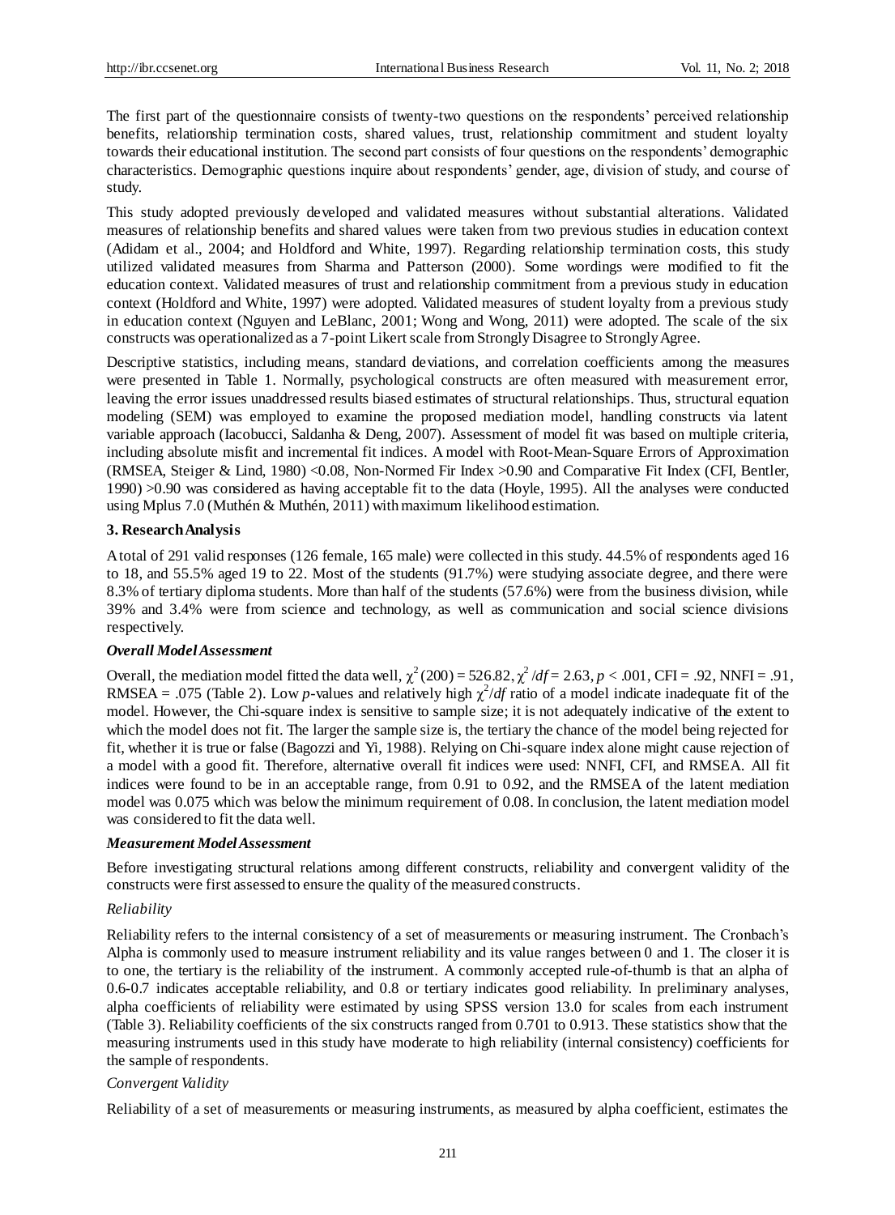The first part of the questionnaire consists of twenty-two questions on the respondents' perceived relationship benefits, relationship termination costs, shared values, trust, relationship commitment and student loyalty towards their educational institution. The second part consists of four questions on the respondents' demographic characteristics. Demographic questions inquire about respondents' gender, age, division of study, and course of study.

This study adopted previously developed and validated measures without substantial alterations. Validated measures of relationship benefits and shared values were taken from two previous studies in education context (Adidam et al., 2004; and Holdford and White, 1997). Regarding relationship termination costs, this study utilized validated measures from Sharma and Patterson (2000). Some wordings were modified to fit the education context. Validated measures of trust and relationship commitment from a previous study in education context (Holdford and White, 1997) were adopted. Validated measures of student loyalty from a previous study in education context (Nguyen and LeBlanc, 2001; Wong and Wong, 2011) were adopted. The scale of the six constructs was operationalized as a 7-point Likert scale from Strongly Disagree to Strongly Agree.

Descriptive statistics, including means, standard deviations, and correlation coefficients among the measures were presented in Table 1. Normally, psychological constructs are often measured with measurement error, leaving the error issues unaddressed results biased estimates of structural relationships. Thus, structural equation modeling (SEM) was employed to examine the proposed mediation model, handling constructs via latent variable approach (Iacobucci, Saldanha & Deng, 2007). Assessment of model fit was based on multiple criteria, including absolute misfit and incremental fit indices. A model with Root-Mean-Square Errors of Approximation (RMSEA, Steiger & Lind, 1980) <0.08, Non-Normed Fir Index >0.90 and Comparative Fit Index (CFI, Bentler, 1990) >0.90 was considered as having acceptable fit to the data (Hoyle, 1995). All the analyses were conducted using Mplus 7.0 (Muthén & Muthén, 2011) with maximum likelihood estimation.

## 3. Research Analysis

A total of 291 valid responses (126 female, 165 male) were collected in this study. 44.5% of respondents aged 16 to 18, and 55.5% aged 19 to 22. Most of the students (91.7%) were studying associate degree, and there were 8.3% of tertiary diploma students. More than half of the students (57.6%) were from the business division, while 39% and 3.4% were from science and technology, as well as communication and social science divisions respectively.

### *Overall Model Assessment*

Overall, the mediation model fitted the data well, $\chi^2(200) = 526.82, \chi^2/df = 2.63, p < .001$, CFI = .92, NNFI = .91, RMSEA = .075 (Table 2). Low $p$-values and relatively high $\chi^2/df$ ratio of a model indicate inadequate fit of the model. However, the Chi-square index is sensitive to sample size; it is not adequately indicative of the extent to which the model does not fit. The larger the sample size is, the tertiary the chance of the model being rejected for fit, whether it is true or false (Bagozzi and Yi, 1988). Relying on Chi-square index alone might cause rejection of a model with a good fit. Therefore, alternative overall fit indices were used: NNFI, CFI, and RMSEA. All fit indices were found to be in an acceptable range, from 0.91 to 0.92, and the RMSEA of the latent mediation model was 0.075 which was below the minimum requirement of 0.08. In conclusion, the latent mediation model was considered to fit the data well.

### *Measurement Model Assessment*

Before investigating structural relations among different constructs, reliability and convergent validity of the constructs were first assessed to ensure the quality of the measured constructs.

#### *Reliability*

Reliability refers to the internal consistency of a set of measurements or measuring instrument. The Cronbach's Alpha is commonly used to measure instrument reliability and its value ranges between 0 and 1. The closer it is to one, the tertiary is the reliability of the instrument. A commonly accepted rule-of-thumb is that an alpha of 0.6-0.7 indicates acceptable reliability, and 0.8 or tertiary indicates good reliability. In preliminary analyses, alpha coefficients of reliability were estimated by using SPSS version 13.0 for scales from each instrument (Table 3). Reliability coefficients of the six constructs ranged from 0.701 to 0.913. These statistics show that the measuring instruments used in this study have moderate to high reliability (internal consistency) coefficients for the sample of respondents.

#### *Convergent Validity*

Reliability of a set of measurements or measuring instruments, as measured by alpha coefficient, estimates the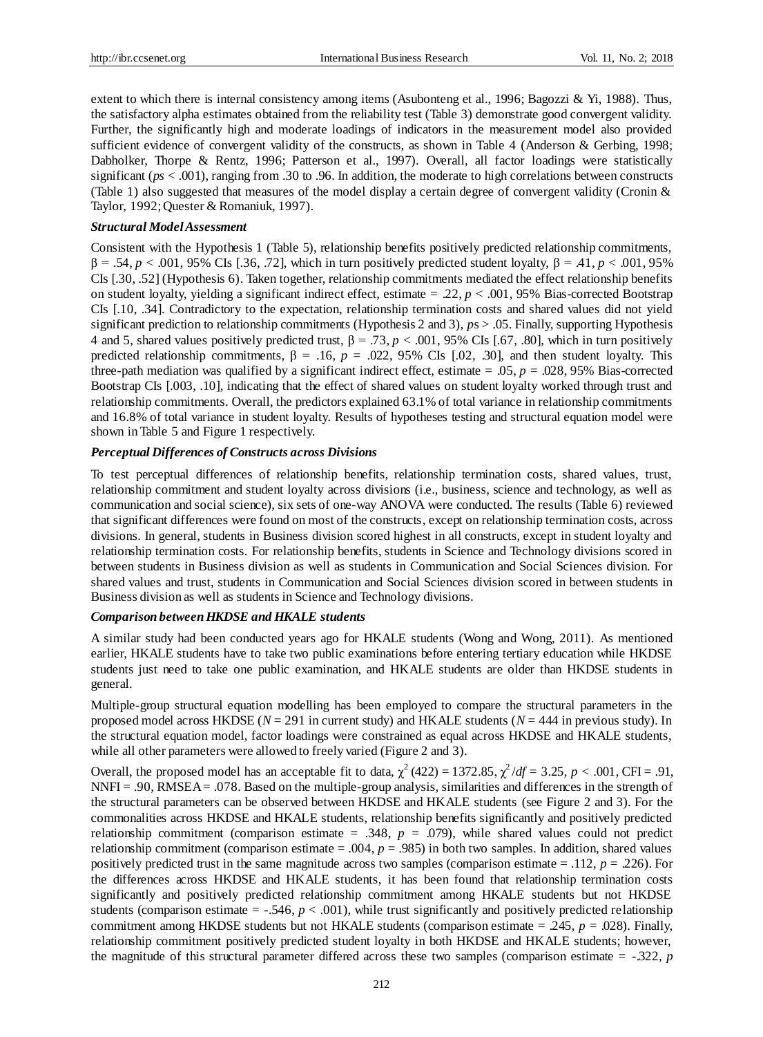extent to which there is internal consistency among items (Asubonteng et al., 1996; Bagozzi & Yi, 1988). Thus, the satisfactory alpha estimates obtained from the reliability test (Table 3) demonstrate good convergent validity. Further, the significantly high and moderate loadings of indicators in the measurement model also provided sufficient evidence of convergent validity of the constructs, as shown in Table 4 (Anderson & Gerbing, 1998; Dabholker, Thorpe & Rentz, 1996; Patterson et al., 1997). Overall, all factor loadings were statistically significant (*ps* < .001), ranging from .30 to .96. In addition, the moderate to high correlations between constructs (Table 1) also suggested that measures of the model display a certain degree of convergent validity (Cronin & Taylor, 1992; Quester & Romaniuk, 1997).

### *Structural Model Assessment*

Consistent with the Hypothesis 1 (Table 5), relationship benefits positively predicted relationship commitments, $\beta = .54$, $p < .001$, 95% CIs [.36, .72], which in turn positively predicted student loyalty, $\beta = .41$, $p < .001$, 95% CIs [.30, .52] (Hypothesis 6). Taken together, relationship commitments mediated the effect relationship benefits on student loyalty, yielding a significant indirect effect, estimate = .22, $p < .001$, 95% Bias-corrected Bootstrap CIs [.10, .34]. Contradictory to the expectation, relationship termination costs and shared values did not yield significant prediction to relationship commitments (Hypothesis 2 and 3), *ps* > .05. Finally, supporting Hypothesis 4 and 5, shared values positively predicted trust, $\beta = .73$, $p < .001$, 95% CIs [.67, .80], which in turn positively predicted relationship commitments, $\beta = .16$, $p = .022$, 95% CIs [.02, .30], and then student loyalty. This three-path mediation was qualified by a significant indirect effect, estimate = .05, $p = .028$, 95% Bias-corrected Bootstrap CIs [.003, .10], indicating that the effect of shared values on student loyalty worked through trust and relationship commitments. Overall, the predictors explained 63.1% of total variance in relationship commitments and 16.8% of total variance in student loyalty. Results of hypotheses testing and structural equation model were shown in Table 5 and Figure 1 respectively.

### *Perceptual Differences of Constructs across Divisions*

To test perceptual differences of relationship benefits, relationship termination costs, shared values, trust, relationship commitment and student loyalty across divisions (i.e., business, science and technology, as well as communication and social science), six sets of one-way ANOVA were conducted. The results (Table 6) reviewed that significant differences were found on most of the constructs, except on relationship termination costs, across divisions. In general, students in Business division scored highest in all constructs, except in student loyalty and relationship termination costs. For relationship benefits, students in Science and Technology divisions scored in between students in Business division as well as students in Communication and Social Sciences division. For shared values and trust, students in Communication and Social Sciences division scored in between students in Business division as well as students in Science and Technology divisions.

### *Comparison between HKDSE and HKALE students*

A similar study had been conducted years ago for HKALE students (Wong and Wong, 2011). As mentioned earlier, HKALE students have to take two public examinations before entering tertiary education while HKDSE students just need to take one public examination, and HKALE students are older than HKDSE students in general.

Multiple-group structural equation modelling has been employed to compare the structural parameters in the proposed model across HKDSE ($N = 291$ in current study) and HKALE students ($N = 444$ in previous study). In the structural equation model, factor loadings were constrained as equal across HKDSE and HKALE students, while all other parameters were allowed to freely varied (Figure 2 and 3).

Overall, the proposed model has an acceptable fit to data, $\chi^2(422) = 1372.85$, $\chi^2/df = 3.25$, $p < .001$, CFI = .91, NNFI = .90, RMSEA = .078. Based on the multiple-group analysis, similarities and differences in the strength of the structural parameters can be observed between HKDSE and HKALE students (see Figure 2 and 3). For the commonalities across HKDSE and HKALE students, relationship benefits significantly and positively predicted relationship commitment (comparison estimate = .348, $p = .079$), while shared values could not predict relationship commitment (comparison estimate = .004, $p = .985$) in both two samples. In addition, shared values positively predicted trust in the same magnitude across two samples (comparison estimate = .112, $p = .226$). For the differences across HKDSE and HKALE students, it has been found that relationship termination costs significantly and positively predicted relationship commitment among HKALE students but not HKDSE students (comparison estimate = -.546, $p < .001$), while trust significantly and positively predicted relationship commitment among HKDSE students but not HKALE students (comparison estimate = .245, $p = .028$). Finally, relationship commitment positively predicted student loyalty in both HKDSE and HKALE students; however, the magnitude of this structural parameter differed across these two samples (comparison estimate = -.322, *p*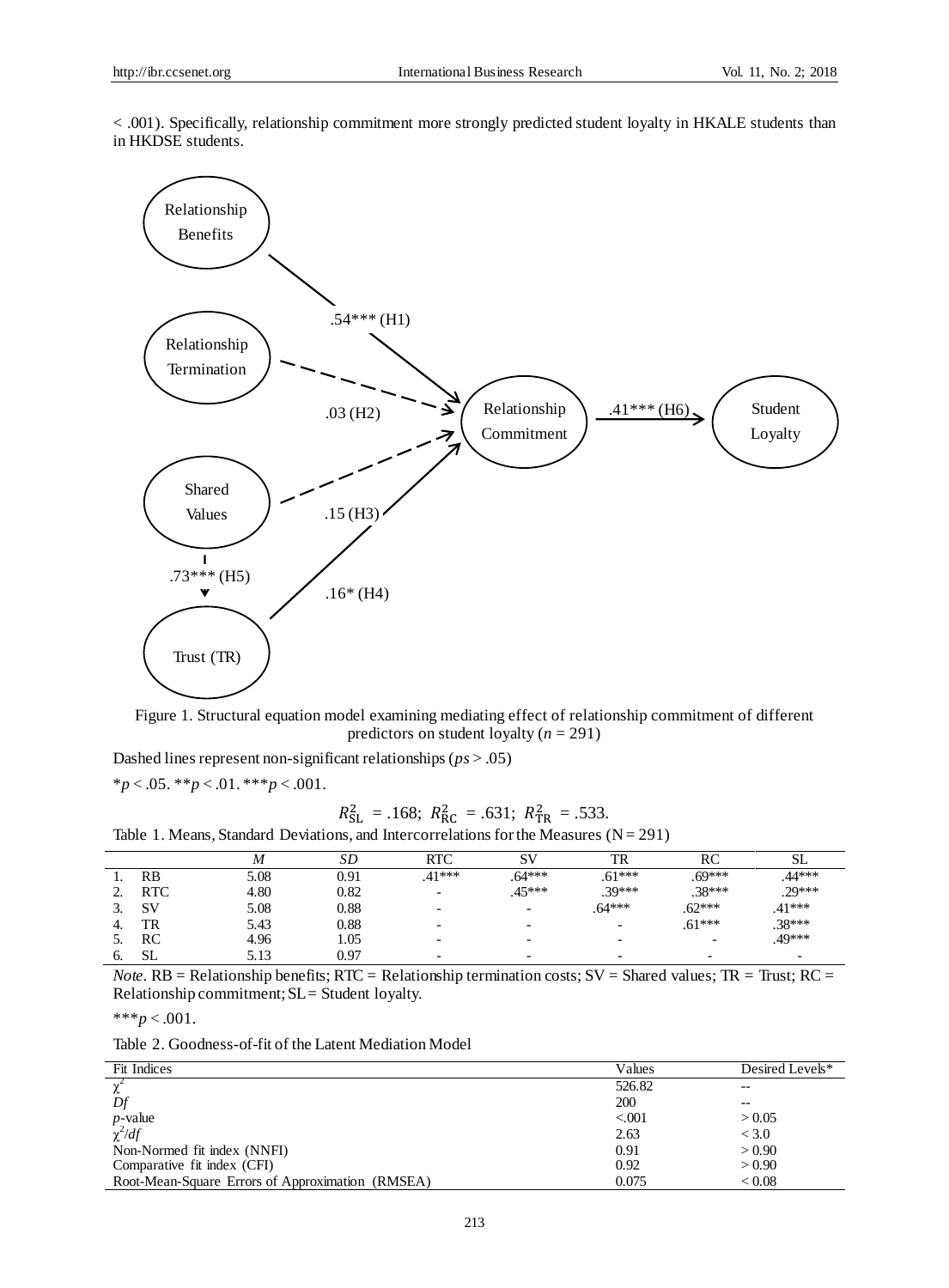< .001). Specifically, relationship commitment more strongly predicted student loyalty in HKALE students than in HKDSE students.

Figure 1. Structural equation model examining mediating effect of relationship commitment of different predictors on student loyalty ($n$ = 291)

Dashed lines represent non-significant relationships ($ps$ > .05)

*$p$ < .05. **$p$ < .01. ***$p$ < .001.

$$R^2_{SL} = .168;\ R^2_{RC} = .631;\ R^2_{TR} = .533.$$

Table 1. Means, Standard Deviations, and Intercorrelations for the Measures (N = 291)

| | *M* | *SD* | RTC | SV | TR | RC | SL |
|---|---|---|---|---|---|---|---|
| 1. RB | 5.08 | 0.91 | .41*** | .64*** | .61*** | .69*** | .44*** |
| 2. RTC | 4.80 | 0.82 | - | .45*** | .39*** | .38*** | .29*** |
| 3. SV | 5.08 | 0.88 | - | - | .64*** | .62*** | .41*** |
| 4. TR | 5.43 | 0.88 | - | - | - | .61*** | .38*** |
| 5. RC | 4.96 | 1.05 | - | - | - | - | .49*** |
| 6. SL | 5.13 | 0.97 | - | - | - | - | - |

*Note*. RB = Relationship benefits; RTC = Relationship termination costs; SV = Shared values; TR = Trust; RC = Relationship commitment; SL = Student loyalty.

***$p$ < .001.

Table 2. Goodness-of-fit of the Latent Mediation Model

| Fit Indices | Values | Desired Levels* |
|---|---|---|
| $\chi^2$ | 526.82 | -- |
| *Df* | 200 | -- |
| *p*-value | <.001 | > 0.05 |
| $\chi^2/df$ | 2.63 | < 3.0 |
| Non-Normed fit index (NNFI) | 0.91 | > 0.90 |
| Comparative fit index (CFI) | 0.92 | > 0.90 |
| Root-Mean-Square Errors of Approximation (RMSEA) | 0.075 | < 0.08 |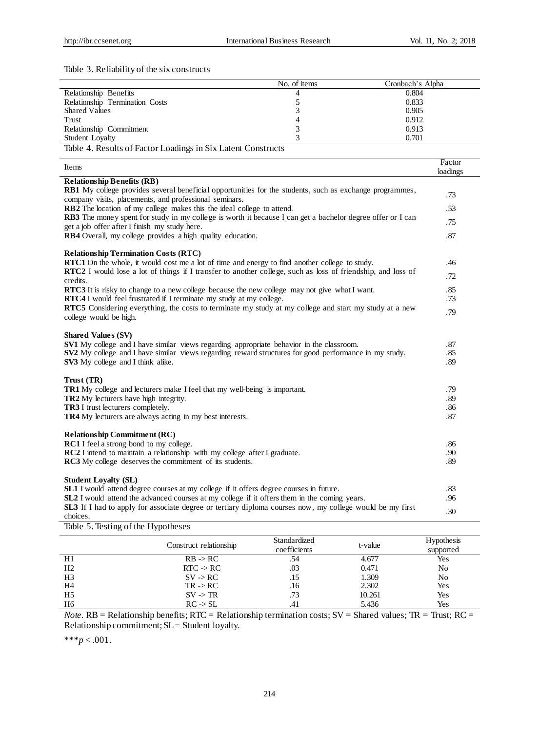Table 3. Reliability of the six constructs

| | No. of items | Cronbach's Alpha |
|---|---|---|
| Relationship Benefits | 4 | 0.804 |
| Relationship Termination Costs | 5 | 0.833 |
| Shared Values | 3 | 0.905 |
| Trust | 4 | 0.912 |
| Relationship Commitment | 3 | 0.913 |
| Student Loyalty | 3 | 0.701 |

Table 4. Results of Factor Loadings in Six Latent Constructs

| Items | Factor loadings |
|---|---|
| **Relationship Benefits (RB)** | |
| **RB1** My college provides several beneficial opportunities for the students, such as exchange programmes, company visits, placements, and professional seminars. | .73 |
| **RB2** The location of my college makes this the ideal college to attend. | .53 |
| **RB3** The money spent for study in my college is worth it because I can get a bachelor degree offer or I can get a job offer after I finish my study here. | .75 |
| **RB4** Overall, my college provides a high quality education. | .87 |
| **Relationship Termination Costs (RTC)** | |
| **RTC1** On the whole, it would cost me a lot of time and energy to find another college to study. | .46 |
| **RTC2** I would lose a lot of things if I transfer to another college, such as loss of friendship, and loss of credits. | .72 |
| **RTC3** It is risky to change to a new college because the new college may not give what I want. | .85 |
| **RTC4** I would feel frustrated if I terminate my study at my college. | .73 |
| **RTC5** Considering everything, the costs to terminate my study at my college and start my study at a new college would be high. | .79 |
| **Shared Values (SV)** | |
| **SV1** My college and I have similar views regarding appropriate behavior in the classroom. | .87 |
| **SV2** My college and I have similar views regarding reward structures for good performance in my study. | .85 |
| **SV3** My college and I think alike. | .89 |
| **Trust (TR)** | |
| **TR1** My college and lecturers make I feel that my well-being is important. | .79 |
| **TR2** My lecturers have high integrity. | .89 |
| **TR3** I trust lecturers completely. | .86 |
| **TR4** My lecturers are always acting in my best interests. | .87 |
| **Relationship Commitment (RC)** | |
| **RC1** I feel a strong bond to my college. | .86 |
| **RC2** I intend to maintain a relationship with my college after I graduate. | .90 |
| **RC3** My college deserves the commitment of its students. | .89 |
| **Student Loyalty (SL)** | |
| **SL1** I would attend degree courses at my college if it offers degree courses in future. | .83 |
| **SL2** I would attend the advanced courses at my college if it offers them in the coming years. | .96 |
| **SL3** If I had to apply for associate degree or tertiary diploma courses now, my college would be my first choices. | .30 |

Table 5. Testing of the Hypotheses

| | Construct relationship | Standardized coefficients | t-value | Hypothesis supported |
|---|---|---|---|---|
| H1 | RB -> RC | .54 | 4.677 | Yes |
| H2 | RTC -> RC | .03 | 0.471 | No |
| H3 | SV -> RC | .15 | 1.309 | No |
| H4 | TR -> RC | .16 | 2.302 | Yes |
| H5 | SV -> TR | .73 | 10.261 | Yes |
| H6 | RC -> SL | .41 | 5.436 | Yes |

*Note*. RB = Relationship benefits; RTC = Relationship termination costs; SV = Shared values; TR = Trust; RC = Relationship commitment; SL = Student loyalty.

***$p < .001$.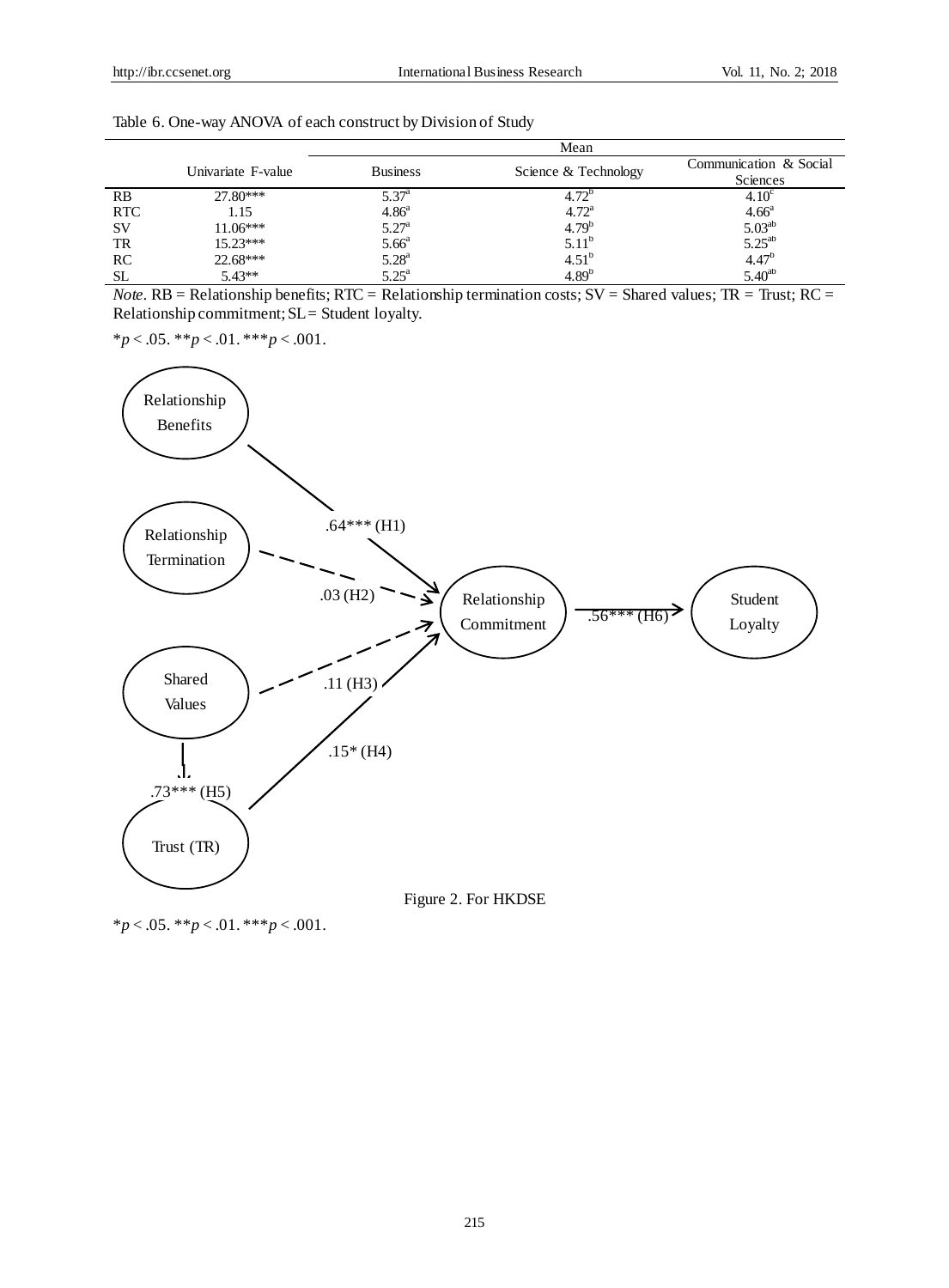Table 6. One-way ANOVA of each construct by Division of Study

| | Univariate F-value | Mean | | |
|---|---|---|---|---|
| | | Business | Science & Technology | Communication & Social Sciences |
| RB | 27.80*** | $5.37^{a}$ | $4.72^{b}$ | $4.10^{c}$ |
| RTC | 1.15 | $4.86^{a}$ | $4.72^{a}$ | $4.66^{a}$ |
| SV | 11.06*** | $5.27^{a}$ | $4.79^{b}$ | $5.03^{ab}$ |
| TR | 15.23*** | $5.66^{a}$ | $5.11^{b}$ | $5.25^{ab}$ |
| RC | 22.68*** | $5.28^{a}$ | $4.51^{b}$ | $4.47^{b}$ |
| SL | 5.43** | $5.25^{a}$ | $4.89^{b}$ | $5.40^{ab}$ |

*Note*. RB = Relationship benefits; RTC = Relationship termination costs; SV = Shared values; TR = Trust; RC = Relationship commitment; SL = Student loyalty.

\* $p < .05$. \*\* $p < .01$. \*\*\* $p < .001$.

Relationship Benefits → Relationship Commitment: .64*** (H1)
Relationship Termination → Relationship Commitment: .03 (H2)
Shared Values → Relationship Commitment: .11 (H3)
Trust (TR) → Relationship Commitment: .15* (H4)
Shared Values → Trust (TR): .73*** (H5)
Relationship Commitment → Student Loyalty: .56*** (H6)

Figure 2. For HKDSE

\* $p < .05$. \*\* $p < .01$. \*\*\* $p < .001$.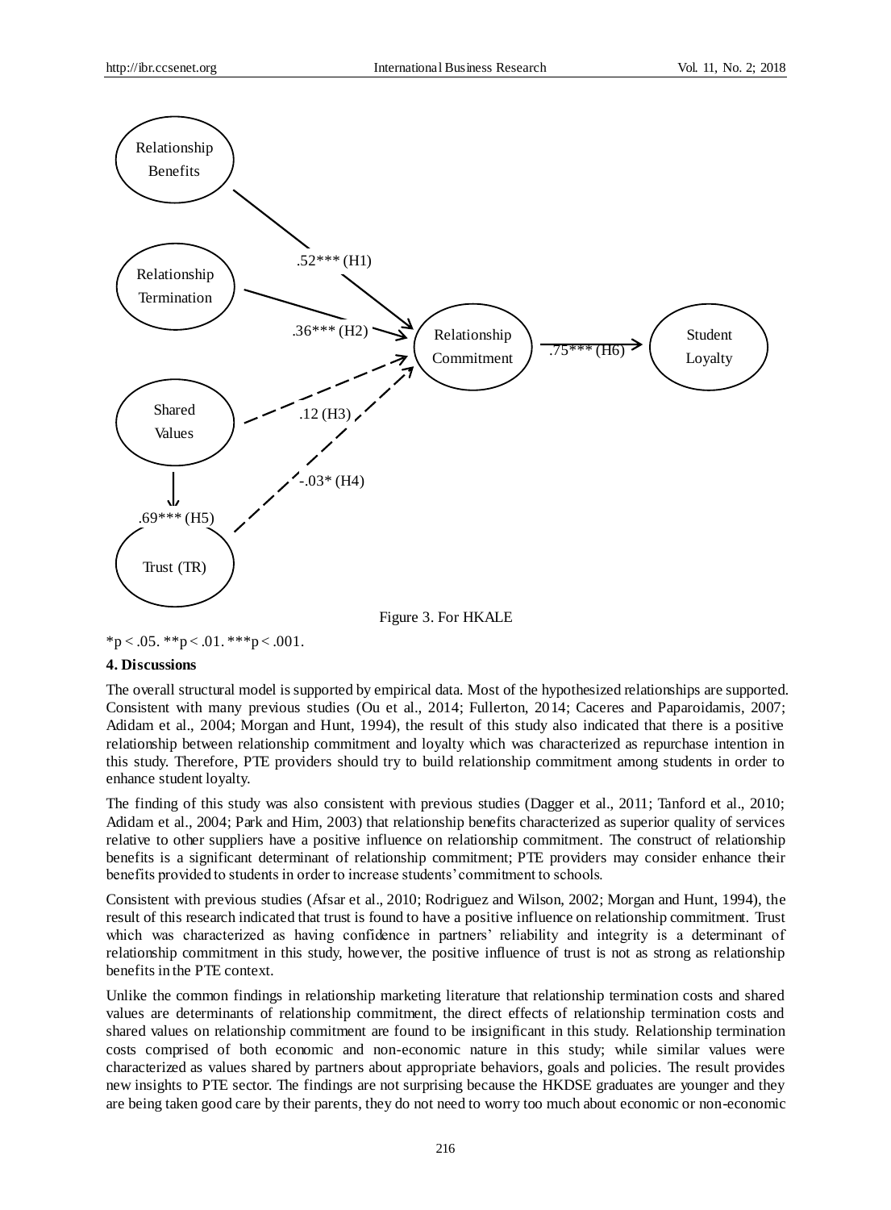Relationship Benefits

Relationship Termination

Shared Values

Trust (TR)

Relationship Commitment

Student Loyalty

.52*** (H1)

.36*** (H2)

.12 (H3)

-.03* (H4)

.69*** (H5)

.75*** (H6)

Figure 3. For HKALE

*p < .05. **p < .01. ***p < .001.

## 4. Discussions

The overall structural model is supported by empirical data. Most of the hypothesized relationships are supported. Consistent with many previous studies (Ou et al., 2014; Fullerton, 2014; Caceres and Paparoidamis, 2007; Adidam et al., 2004; Morgan and Hunt, 1994), the result of this study also indicated that there is a positive relationship between relationship commitment and loyalty which was characterized as repurchase intention in this study. Therefore, PTE providers should try to build relationship commitment among students in order to enhance student loyalty.

The finding of this study was also consistent with previous studies (Dagger et al., 2011; Tanford et al., 2010; Adidam et al., 2004; Park and Him, 2003) that relationship benefits characterized as superior quality of services relative to other suppliers have a positive influence on relationship commitment. The construct of relationship benefits is a significant determinant of relationship commitment; PTE providers may consider enhance their benefits provided to students in order to increase students' commitment to schools.

Consistent with previous studies (Afsar et al., 2010; Rodriguez and Wilson, 2002; Morgan and Hunt, 1994), the result of this research indicated that trust is found to have a positive influence on relationship commitment. Trust which was characterized as having confidence in partners' reliability and integrity is a determinant of relationship commitment in this study, however, the positive influence of trust is not as strong as relationship benefits in the PTE context.

Unlike the common findings in relationship marketing literature that relationship termination costs and shared values are determinants of relationship commitment, the direct effects of relationship termination costs and shared values on relationship commitment are found to be insignificant in this study. Relationship termination costs comprised of both economic and non-economic nature in this study; while similar values were characterized as values shared by partners about appropriate behaviors, goals and policies. The result provides new insights to PTE sector. The findings are not surprising because the HKDSE graduates are younger and they are being taken good care by their parents, they do not need to worry too much about economic or non-economic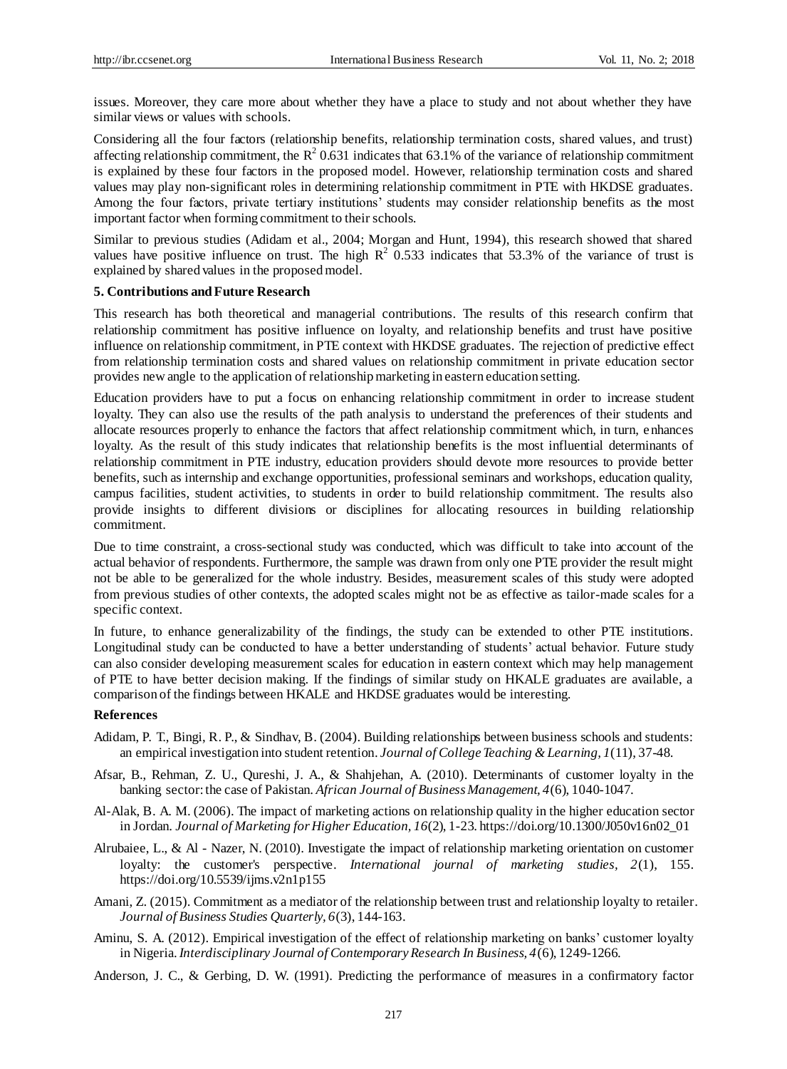issues. Moreover, they care more about whether they have a place to study and not about whether they have similar views or values with schools.

Considering all the four factors (relationship benefits, relationship termination costs, shared values, and trust) affecting relationship commitment, the $R^2$ 0.631 indicates that 63.1% of the variance of relationship commitment is explained by these four factors in the proposed model. However, relationship termination costs and shared values may play non-significant roles in determining relationship commitment in PTE with HKDSE graduates. Among the four factors, private tertiary institutions' students may consider relationship benefits as the most important factor when forming commitment to their schools.

Similar to previous studies (Adidam et al., 2004; Morgan and Hunt, 1994), this research showed that shared values have positive influence on trust. The high $R^2$ 0.533 indicates that 53.3% of the variance of trust is explained by shared values in the proposed model.

## 5. Contributions and Future Research

This research has both theoretical and managerial contributions. The results of this research confirm that relationship commitment has positive influence on loyalty, and relationship benefits and trust have positive influence on relationship commitment, in PTE context with HKDSE graduates. The rejection of predictive effect from relationship termination costs and shared values on relationship commitment in private education sector provides new angle to the application of relationship marketing in eastern education setting.

Education providers have to put a focus on enhancing relationship commitment in order to increase student loyalty. They can also use the results of the path analysis to understand the preferences of their students and allocate resources properly to enhance the factors that affect relationship commitment which, in turn, enhances loyalty. As the result of this study indicates that relationship benefits is the most influential determinants of relationship commitment in PTE industry, education providers should devote more resources to provide better benefits, such as internship and exchange opportunities, professional seminars and workshops, education quality, campus facilities, student activities, to students in order to build relationship commitment. The results also provide insights to different divisions or disciplines for allocating resources in building relationship commitment.

Due to time constraint, a cross-sectional study was conducted, which was difficult to take into account of the actual behavior of respondents. Furthermore, the sample was drawn from only one PTE provider the result might not be able to be generalized for the whole industry. Besides, measurement scales of this study were adopted from previous studies of other contexts, the adopted scales might not be as effective as tailor-made scales for a specific context.

In future, to enhance generalizability of the findings, the study can be extended to other PTE institutions. Longitudinal study can be conducted to have a better understanding of students' actual behavior. Future study can also consider developing measurement scales for education in eastern context which may help management of PTE to have better decision making. If the findings of similar study on HKALE graduates are available, a comparison of the findings between HKALE and HKDSE graduates would be interesting.

## References

Adidam, P. T., Bingi, R. P., & Sindhav, B. (2004). Building relationships between business schools and students: an empirical investigation into student retention. *Journal of College Teaching & Learning, 1*(11), 37-48.

Afsar, B., Rehman, Z. U., Qureshi, J. A., & Shahjehan, A. (2010). Determinants of customer loyalty in the banking sector: the case of Pakistan. *African Journal of Business Management, 4*(6), 1040-1047.

Al-Alak, B. A. M. (2006). The impact of marketing actions on relationship quality in the higher education sector in Jordan. *Journal of Marketing for Higher Education, 16*(2), 1-23. https://doi.org/10.1300/J050v16n02_01

Alrubaiee, L., & Al - Nazer, N. (2010). Investigate the impact of relationship marketing orientation on customer loyalty: the customer's perspective. *International journal of marketing studies, 2*(1), 155. https://doi.org/10.5539/ijms.v2n1p155

Amani, Z. (2015). Commitment as a mediator of the relationship between trust and relationship loyalty to retailer. *Journal of Business Studies Quarterly, 6*(3), 144-163.

Aminu, S. A. (2012). Empirical investigation of the effect of relationship marketing on banks' customer loyalty in Nigeria. *Interdisciplinary Journal of Contemporary Research In Business, 4*(6), 1249-1266.

Anderson, J. C., & Gerbing, D. W. (1991). Predicting the performance of measures in a confirmatory factor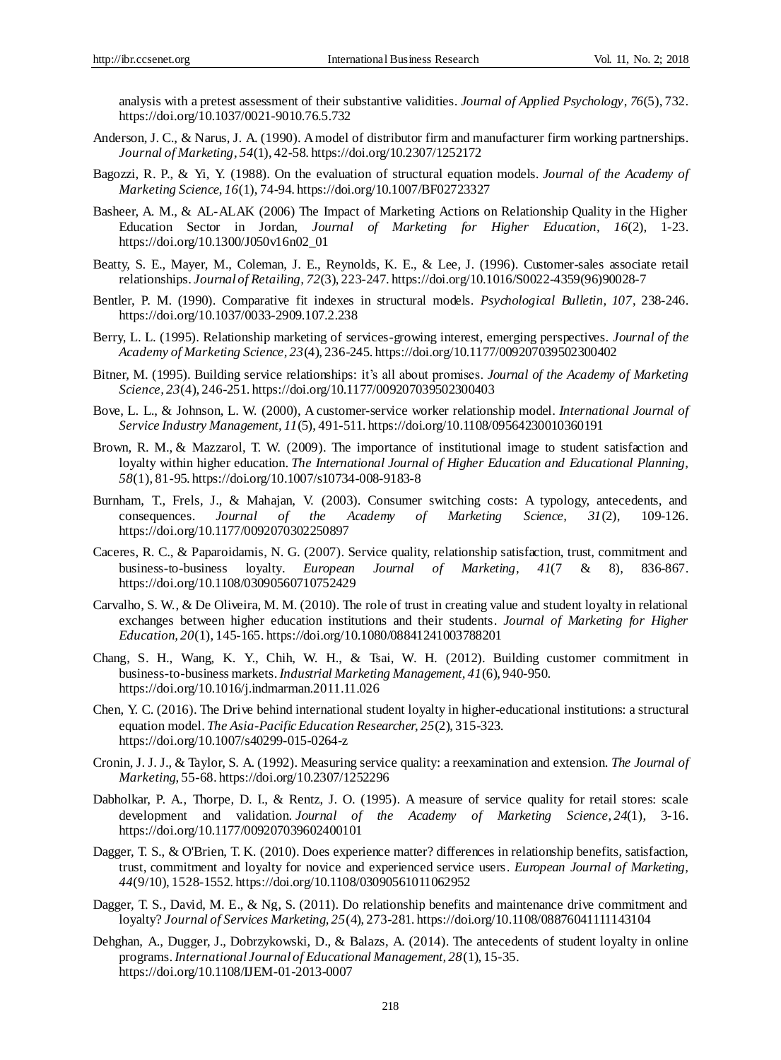analysis with a pretest assessment of their substantive validities. *Journal of Applied Psychology*, *76*(5), 732. https://doi.org/10.1037/0021-9010.76.5.732

Anderson, J. C., & Narus, J. A. (1990). A model of distributor firm and manufacturer firm working partnerships. *Journal of Marketing*, *54*(1), 42-58. https://doi.org/10.2307/1252172

Bagozzi, R. P., & Yi, Y. (1988). On the evaluation of structural equation models. *Journal of the Academy of Marketing Science*, *16*(1), 74-94. https://doi.org/10.1007/BF02723327

Basheer, A. M., & AL-ALAK (2006) The Impact of Marketing Actions on Relationship Quality in the Higher Education Sector in Jordan, *Journal of Marketing for Higher Education, 16*(2), 1-23. https://doi.org/10.1300/J050v16n02_01

Beatty, S. E., Mayer, M., Coleman, J. E., Reynolds, K. E., & Lee, J. (1996). Customer-sales associate retail relationships. *Journal of Retailing*, *72*(3), 223-247. https://doi.org/10.1016/S0022-4359(96)90028-7

Bentler, P. M. (1990). Comparative fit indexes in structural models. *Psychological Bulletin*, *107*, 238-246. https://doi.org/10.1037/0033-2909.107.2.238

Berry, L. L. (1995). Relationship marketing of services-growing interest, emerging perspectives. *Journal of the Academy of Marketing Science*, *23*(4), 236-245. https://doi.org/10.1177/009207039502300402

Bitner, M. (1995). Building service relationships: it's all about promises. *Journal of the Academy of Marketing Science, 23*(4), 246-251. https://doi.org/10.1177/009207039502300403

Bove, L. L., & Johnson, L. W. (2000), A customer-service worker relationship model. *International Journal of Service Industry Management*, *11*(5), 491-511. https://doi.org/10.1108/09564230010360191

Brown, R. M., & Mazzarol, T. W. (2009). The importance of institutional image to student satisfaction and loyalty within higher education. *The International Journal of Higher Education and Educational Planning*, *58*(1), 81-95. https://doi.org/10.1007/s10734-008-9183-8

Burnham, T., Frels, J., & Mahajan, V. (2003). Consumer switching costs: A typology, antecedents, and consequences. *Journal of the Academy of Marketing Science, 31*(2), 109-126. https://doi.org/10.1177/0092070302250897

Caceres, R. C., & Paparoidamis, N. G. (2007). Service quality, relationship satisfaction, trust, commitment and business-to-business loyalty. *European Journal of Marketing*, *41*(7 & 8), 836-867. https://doi.org/10.1108/03090560710752429

Carvalho, S. W., & De Oliveira, M. M. (2010). The role of trust in creating value and student loyalty in relational exchanges between higher education institutions and their students. *Journal of Marketing for Higher Education, 20*(1), 145-165. https://doi.org/10.1080/08841241003788201

Chang, S. H., Wang, K. Y., Chih, W. H., & Tsai, W. H. (2012). Building customer commitment in business-to-business markets. *Industrial Marketing Management*, *41*(6), 940-950. https://doi.org/10.1016/j.indmarman.2011.11.026

Chen, Y. C. (2016). The Drive behind international student loyalty in higher-educational institutions: a structural equation model. *The Asia-Pacific Education Researcher, 25*(2), 315-323. https://doi.org/10.1007/s40299-015-0264-z

Cronin, J. J. J., & Taylor, S. A. (1992). Measuring service quality: a reexamination and extension. *The Journal of Marketing*, 55-68. https://doi.org/10.2307/1252296

Dabholkar, P. A., Thorpe, D. I., & Rentz, J. O. (1995). A measure of service quality for retail stores: scale development and validation. *Journal of the Academy of Marketing Science*, *24*(1), 3-16. https://doi.org/10.1177/009207039602400101

Dagger, T. S., & O'Brien, T. K. (2010). Does experience matter? differences in relationship benefits, satisfaction, trust, commitment and loyalty for novice and experienced service users. *European Journal of Marketing*, *44*(9/10), 1528-1552. https://doi.org/10.1108/03090561011062952

Dagger, T. S., David, M. E., & Ng, S. (2011). Do relationship benefits and maintenance drive commitment and loyalty? *Journal of Services Marketing, 25*(4), 273-281. https://doi.org/10.1108/08876041111143104

Dehghan, A., Dugger, J., Dobrzykowski, D., & Balazs, A. (2014). The antecedents of student loyalty in online programs. *International Journal of Educational Management*, *28*(1), 15-35. https://doi.org/10.1108/IJEM-01-2013-0007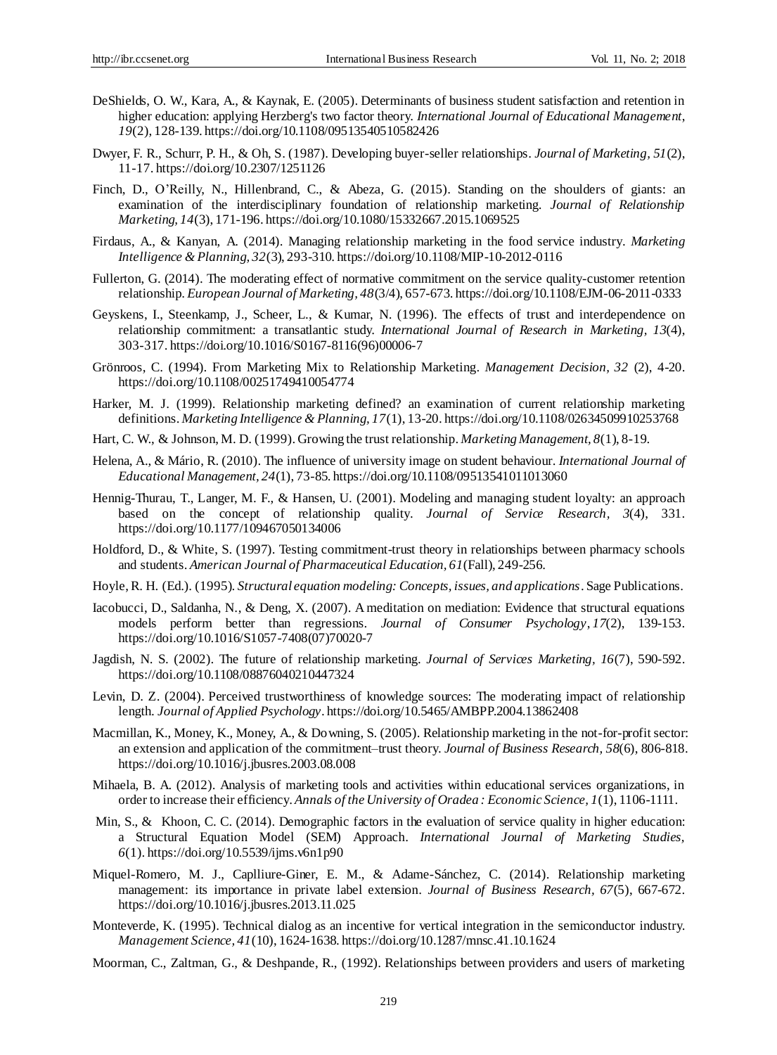DeShields, O. W., Kara, A., & Kaynak, E. (2005). Determinants of business student satisfaction and retention in higher education: applying Herzberg's two factor theory. *International Journal of Educational Management, 19*(2), 128-139. https://doi.org/10.1108/09513540510582426

Dwyer, F. R., Schurr, P. H., & Oh, S. (1987). Developing buyer-seller relationships. *Journal of Marketing, 51*(2), 11-17. https://doi.org/10.2307/1251126

Finch, D., O'Reilly, N., Hillenbrand, C., & Abeza, G. (2015). Standing on the shoulders of giants: an examination of the interdisciplinary foundation of relationship marketing. *Journal of Relationship Marketing, 14*(3), 171-196. https://doi.org/10.1080/15332667.2015.1069525

Firdaus, A., & Kanyan, A. (2014). Managing relationship marketing in the food service industry. *Marketing Intelligence & Planning, 32*(3), 293-310. https://doi.org/10.1108/MIP-10-2012-0116

Fullerton, G. (2014). The moderating effect of normative commitment on the service quality-customer retention relationship. *European Journal of Marketing, 48*(3/4), 657-673. https://doi.org/10.1108/EJM-06-2011-0333

Geyskens, I., Steenkamp, J., Scheer, L., & Kumar, N. (1996). The effects of trust and interdependence on relationship commitment: a transatlantic study. *International Journal of Research in Marketing, 13*(4), 303-317. https://doi.org/10.1016/S0167-8116(96)00006-7

Grönroos, C. (1994). From Marketing Mix to Relationship Marketing. *Management Decision, 32* (2), 4-20. https://doi.org/10.1108/00251749410054774

Harker, M. J. (1999). Relationship marketing defined? an examination of current relationship marketing definitions. *Marketing Intelligence & Planning, 17*(1), 13-20. https://doi.org/10.1108/02634509910253768

Hart, C. W., & Johnson, M. D. (1999). Growing the trust relationship. *Marketing Management, 8*(1), 8-19.

Helena, A., & Mário, R. (2010). The influence of university image on student behaviour. *International Journal of Educational Management, 24*(1), 73-85. https://doi.org/10.1108/09513541011013060

Hennig-Thurau, T., Langer, M. F., & Hansen, U. (2001). Modeling and managing student loyalty: an approach based on the concept of relationship quality. *Journal of Service Research, 3*(4), 331. https://doi.org/10.1177/109467050134006

Holdford, D., & White, S. (1997). Testing commitment-trust theory in relationships between pharmacy schools and students. *American Journal of Pharmaceutical Education, 61*(Fall), 249-256.

Hoyle, R. H. (Ed.). (1995). *Structural equation modeling: Concepts, issues, and applications*. Sage Publications.

Iacobucci, D., Saldanha, N., & Deng, X. (2007). A meditation on mediation: Evidence that structural equations models perform better than regressions. *Journal of Consumer Psychology, 17*(2), 139-153. https://doi.org/10.1016/S1057-7408(07)70020-7

Jagdish, N. S. (2002). The future of relationship marketing. *Journal of Services Marketing, 16*(7), 590-592. https://doi.org/10.1108/08876040210447324

Levin, D. Z. (2004). Perceived trustworthiness of knowledge sources: The moderating impact of relationship length. *Journal of Applied Psychology*. https://doi.org/10.5465/AMBPP.2004.13862408

Macmillan, K., Money, K., Money, A., & Downing, S. (2005). Relationship marketing in the not-for-profit sector: an extension and application of the commitment–trust theory. *Journal of Business Research, 58*(6), 806-818. https://doi.org/10.1016/j.jbusres.2003.08.008

Mihaela, B. A. (2012). Analysis of marketing tools and activities within educational services organizations, in order to increase their efficiency. *Annals of the University of Oradea : Economic Science, 1*(1), 1106-1111.

Min, S., & Khoon, C. C. (2014). Demographic factors in the evaluation of service quality in higher education: a Structural Equation Model (SEM) Approach. *International Journal of Marketing Studies, 6*(1). https://doi.org/10.5539/ijms.v6n1p90

Miquel-Romero, M. J., Caplliure-Giner, E. M., & Adame-Sánchez, C. (2014). Relationship marketing management: its importance in private label extension. *Journal of Business Research, 67*(5), 667-672. https://doi.org/10.1016/j.jbusres.2013.11.025

Monteverde, K. (1995). Technical dialog as an incentive for vertical integration in the semiconductor industry. *Management Science, 41*(10), 1624-1638. https://doi.org/10.1287/mnsc.41.10.1624

Moorman, C., Zaltman, G., & Deshpande, R., (1992). Relationships between providers and users of marketing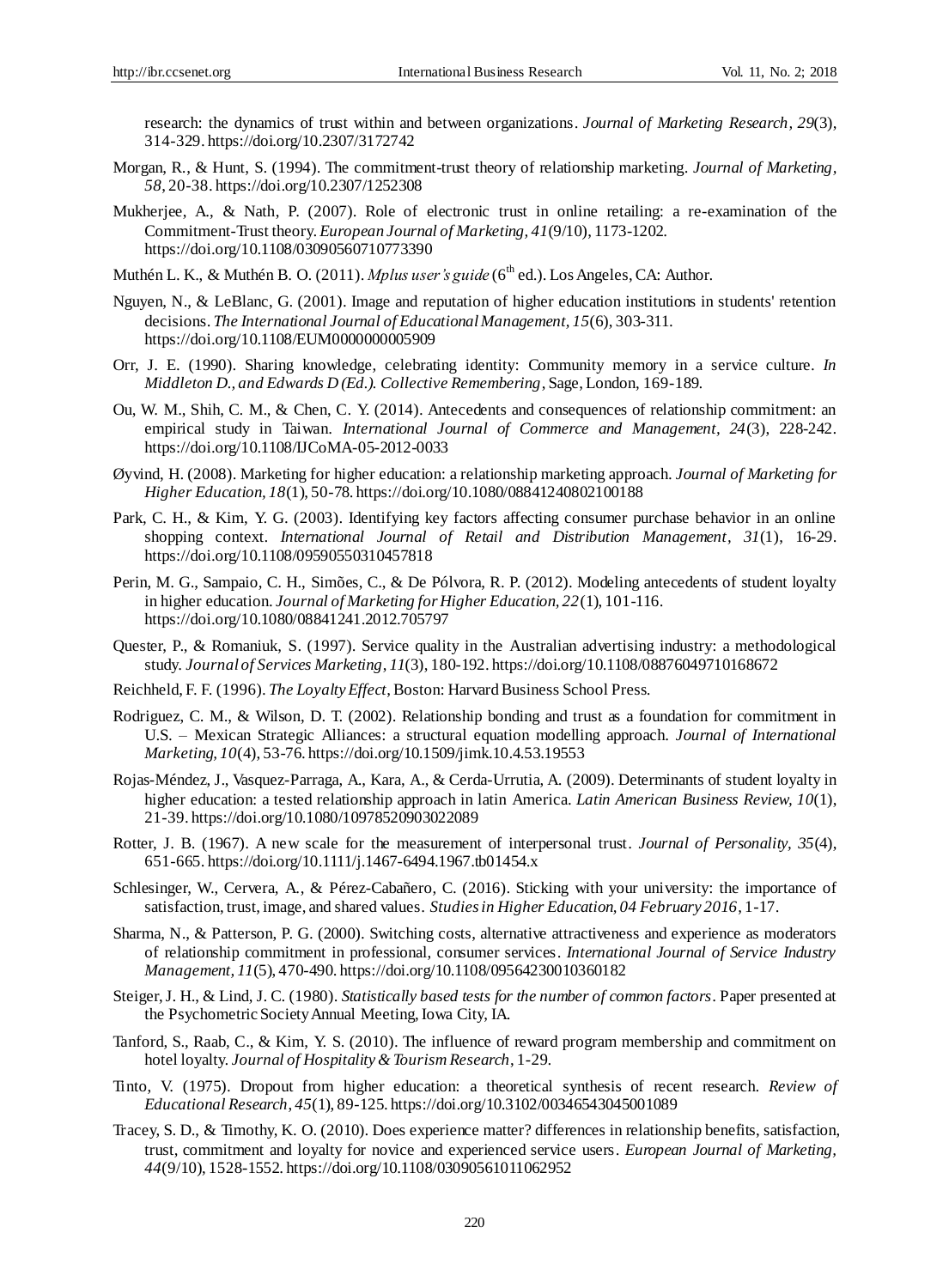research: the dynamics of trust within and between organizations. *Journal of Marketing Research, 29*(3), 314-329. https://doi.org/10.2307/3172742

Morgan, R., & Hunt, S. (1994). The commitment-trust theory of relationship marketing. *Journal of Marketing, 58*, 20-38. https://doi.org/10.2307/1252308

Mukherjee, A., & Nath, P. (2007). Role of electronic trust in online retailing: a re-examination of the Commitment-Trust theory. *European Journal of Marketing, 41*(9/10), 1173-1202. https://doi.org/10.1108/03090560710773390

Muthén L. K., & Muthén B. O. (2011). *Mplus user's guide* (6th ed.). Los Angeles, CA: Author.

Nguyen, N., & LeBlanc, G. (2001). Image and reputation of higher education institutions in students' retention decisions. *The International Journal of Educational Management, 15*(6), 303-311. https://doi.org/10.1108/EUM0000000005909

Orr, J. E. (1990). Sharing knowledge, celebrating identity: Community memory in a service culture. *In Middleton D., and Edwards D (Ed.). Collective Remembering*, Sage, London, 169-189.

Ou, W. M., Shih, C. M., & Chen, C. Y. (2014). Antecedents and consequences of relationship commitment: an empirical study in Taiwan. *International Journal of Commerce and Management, 24*(3), 228-242. https://doi.org/10.1108/IJCoMA-05-2012-0033

Øyvind, H. (2008). Marketing for higher education: a relationship marketing approach. *Journal of Marketing for Higher Education, 18*(1), 50-78. https://doi.org/10.1080/08841240802100188

Park, C. H., & Kim, Y. G. (2003). Identifying key factors affecting consumer purchase behavior in an online shopping context. *International Journal of Retail and Distribution Management, 31*(1), 16-29. https://doi.org/10.1108/09590550310457818

Perin, M. G., Sampaio, C. H., Simões, C., & De Pólvora, R. P. (2012). Modeling antecedents of student loyalty in higher education. *Journal of Marketing for Higher Education, 22*(1), 101-116. https://doi.org/10.1080/08841241.2012.705797

Quester, P., & Romaniuk, S. (1997). Service quality in the Australian advertising industry: a methodological study. *Journal of Services Marketing, 11*(3), 180-192. https://doi.org/10.1108/08876049710168672

Reichheld, F. F. (1996). *The Loyalty Effect*, Boston: Harvard Business School Press.

Rodriguez, C. M., & Wilson, D. T. (2002). Relationship bonding and trust as a foundation for commitment in U.S. – Mexican Strategic Alliances: a structural equation modelling approach. *Journal of International Marketing, 10*(4), 53-76. https://doi.org/10.1509/jimk.10.4.53.19553

Rojas-Méndez, J., Vasquez-Parraga, A., Kara, A., & Cerda-Urrutia, A. (2009). Determinants of student loyalty in higher education: a tested relationship approach in latin America. *Latin American Business Review, 10*(1), 21-39. https://doi.org/10.1080/10978520903022089

Rotter, J. B. (1967). A new scale for the measurement of interpersonal trust. *Journal of Personality, 35*(4), 651-665. https://doi.org/10.1111/j.1467-6494.1967.tb01454.x

Schlesinger, W., Cervera, A., & Pérez-Cabañero, C. (2016). Sticking with your university: the importance of satisfaction, trust, image, and shared values. *Studies in Higher Education, 04 February 2016*, 1-17.

Sharma, N., & Patterson, P. G. (2000). Switching costs, alternative attractiveness and experience as moderators of relationship commitment in professional, consumer services. *International Journal of Service Industry Management, 11*(5), 470-490. https://doi.org/10.1108/09564230010360182

Steiger, J. H., & Lind, J. C. (1980). *Statistically based tests for the number of common factors*. Paper presented at the Psychometric Society Annual Meeting, Iowa City, IA.

Tanford, S., Raab, C., & Kim, Y. S. (2010). The influence of reward program membership and commitment on hotel loyalty. *Journal of Hospitality & Tourism Research*, 1-29.

Tinto, V. (1975). Dropout from higher education: a theoretical synthesis of recent research. *Review of Educational Research, 45*(1), 89-125. https://doi.org/10.3102/00346543045001089

Tracey, S. D., & Timothy, K. O. (2010). Does experience matter? differences in relationship benefits, satisfaction, trust, commitment and loyalty for novice and experienced service users. *European Journal of Marketing, 44*(9/10), 1528-1552. https://doi.org/10.1108/03090561011062952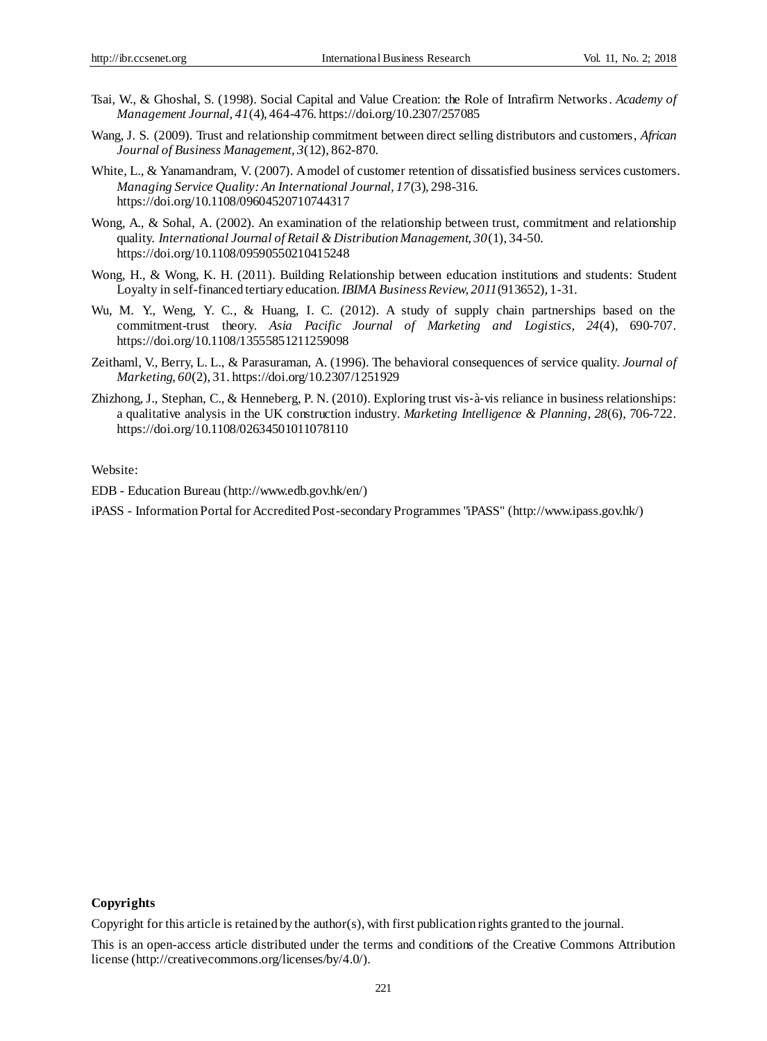Tsai, W., & Ghoshal, S. (1998). Social Capital and Value Creation: the Role of Intrafirm Networks. *Academy of Management Journal, 41*(4), 464-476. https://doi.org/10.2307/257085

Wang, J. S. (2009). Trust and relationship commitment between direct selling distributors and customers, *African Journal of Business Management, 3*(12), 862-870.

White, L., & Yanamandram, V. (2007). A model of customer retention of dissatisfied business services customers. *Managing Service Quality: An International Journal, 17*(3), 298-316. https://doi.org/10.1108/09604520710744317

Wong, A., & Sohal, A. (2002). An examination of the relationship between trust, commitment and relationship quality. *International Journal of Retail & Distribution Management, 30*(1), 34-50. https://doi.org/10.1108/09590550210415248

Wong, H., & Wong, K. H. (2011). Building Relationship between education institutions and students: Student Loyalty in self-financed tertiary education. *IBIMA Business Review, 2011*(913652), 1-31.

Wu, M. Y., Weng, Y. C., & Huang, I. C. (2012). A study of supply chain partnerships based on the commitment-trust theory. *Asia Pacific Journal of Marketing and Logistics, 24*(4), 690-707. https://doi.org/10.1108/13555851211259098

Zeithaml, V., Berry, L. L., & Parasuraman, A. (1996). The behavioral consequences of service quality. *Journal of Marketing, 60*(2), 31. https://doi.org/10.2307/1251929

Zhizhong, J., Stephan, C., & Henneberg, P. N. (2010). Exploring trust vis-à-vis reliance in business relationships: a qualitative analysis in the UK construction industry. *Marketing Intelligence & Planning, 28*(6), 706-722. https://doi.org/10.1108/02634501011078110

Website:

EDB - Education Bureau (http://www.edb.gov.hk/en/)

iPASS - Information Portal for Accredited Post-secondary Programmes "iPASS" (http://www.ipass.gov.hk/)

## Copyrights

Copyright for this article is retained by the author(s), with first publication rights granted to the journal.

This is an open-access article distributed under the terms and conditions of the Creative Commons Attribution license (http://creativecommons.org/licenses/by/4.0/).